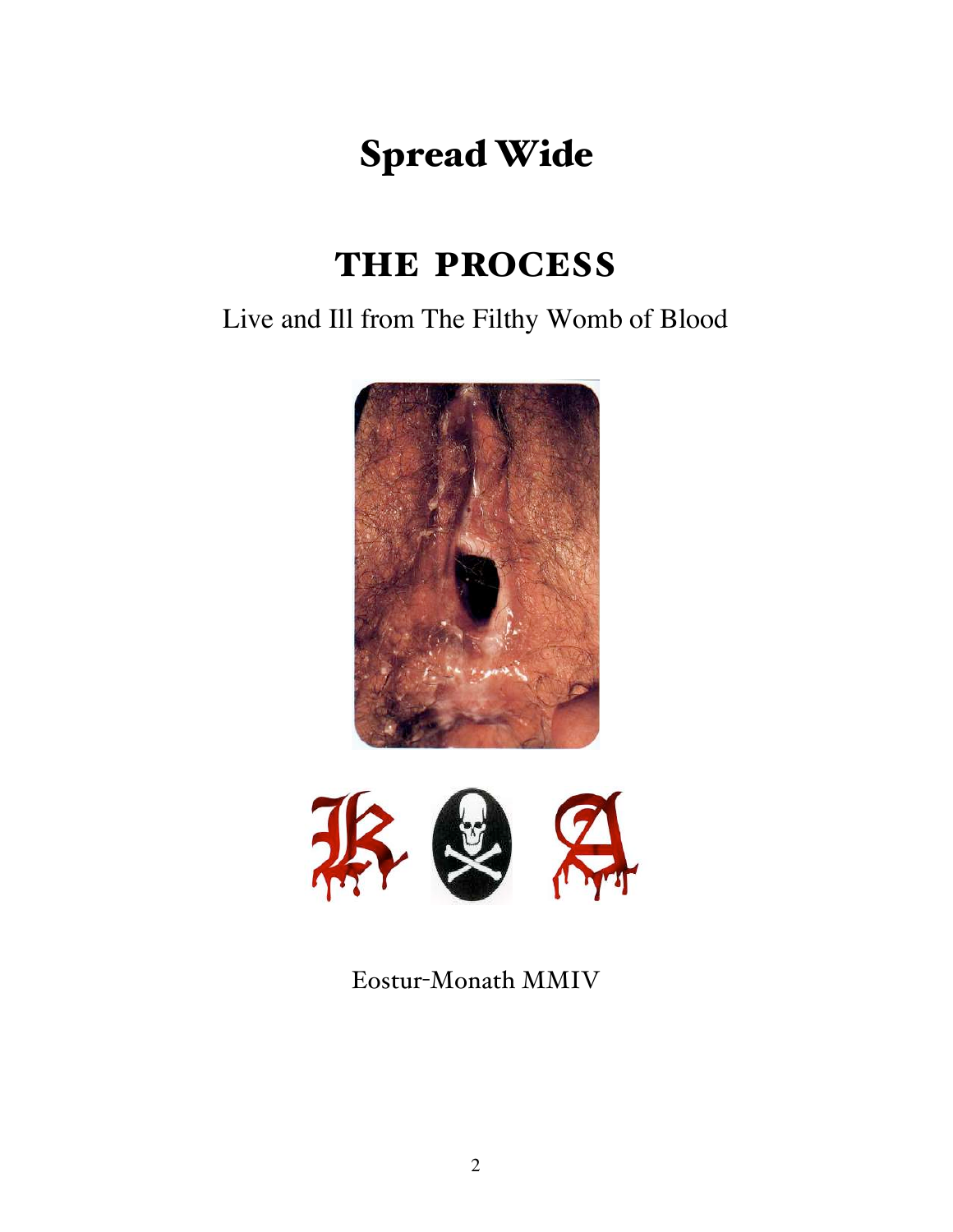# Spread Wide

## THE PROCESS

Live and Ill from The Filthy Womb of Blood

Eostur-Monath MMIV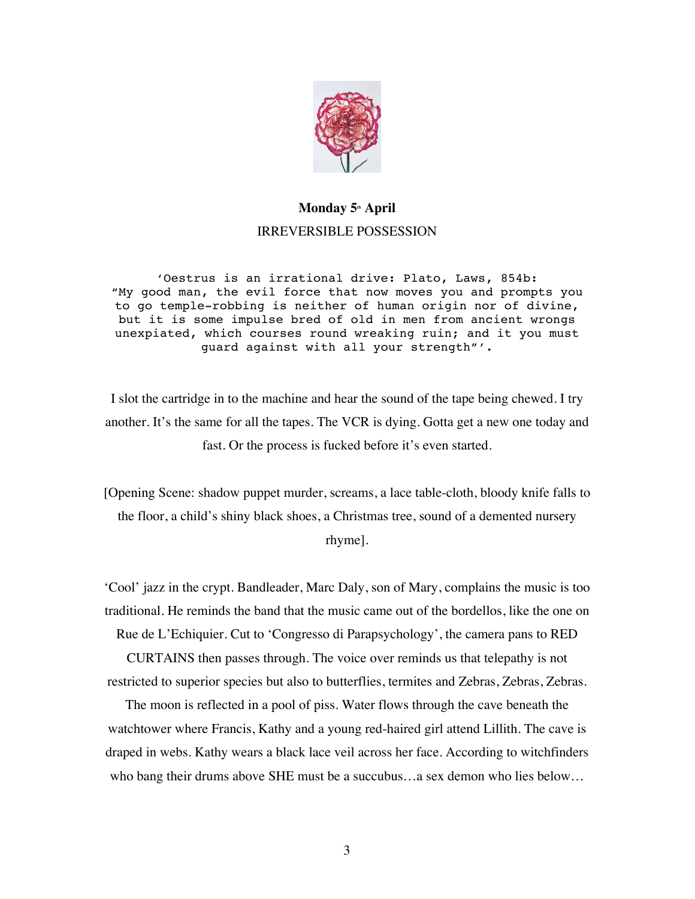**Monday 5th April**

IRREVERSIBLE POSSESSION

```
'Oestrus is an irrational drive: Plato, Laws, 854b:
"My good man, the evil force that now moves you and prompts you
to go temple-robbing is neither of human origin nor of divine,
but it is some impulse bred of old in men from ancient wrongs
unexpiated, which courses round wreaking ruin; and it you must
guard against with all your strength"'.
```

I slot the cartridge in to the machine and hear the sound of the tape being chewed. I try another. It's the same for all the tapes. The VCR is dying. Gotta get a new one today and fast. Or the process is fucked before it's even started.

[Opening Scene: shadow puppet murder, screams, a lace table-cloth, bloody knife falls to the floor, a child's shiny black shoes, a Christmas tree, sound of a demented nursery rhyme].

'Cool' jazz in the crypt. Bandleader, Marc Daly, son of Mary, complains the music is too traditional. He reminds the band that the music came out of the bordellos, like the one on Rue de L'Echiquier. Cut to 'Congresso di Parapsychology', the camera pans to RED CURTAINS then passes through. The voice over reminds us that telepathy is not restricted to superior species but also to butterflies, termites and Zebras, Zebras, Zebras. The moon is reflected in a pool of piss. Water flows through the cave beneath the watchtower where Francis, Kathy and a young red-haired girl attend Lillith. The cave is draped in webs. Kathy wears a black lace veil across her face. According to witchfinders who bang their drums above SHE must be a succubus…a sex demon who lies below…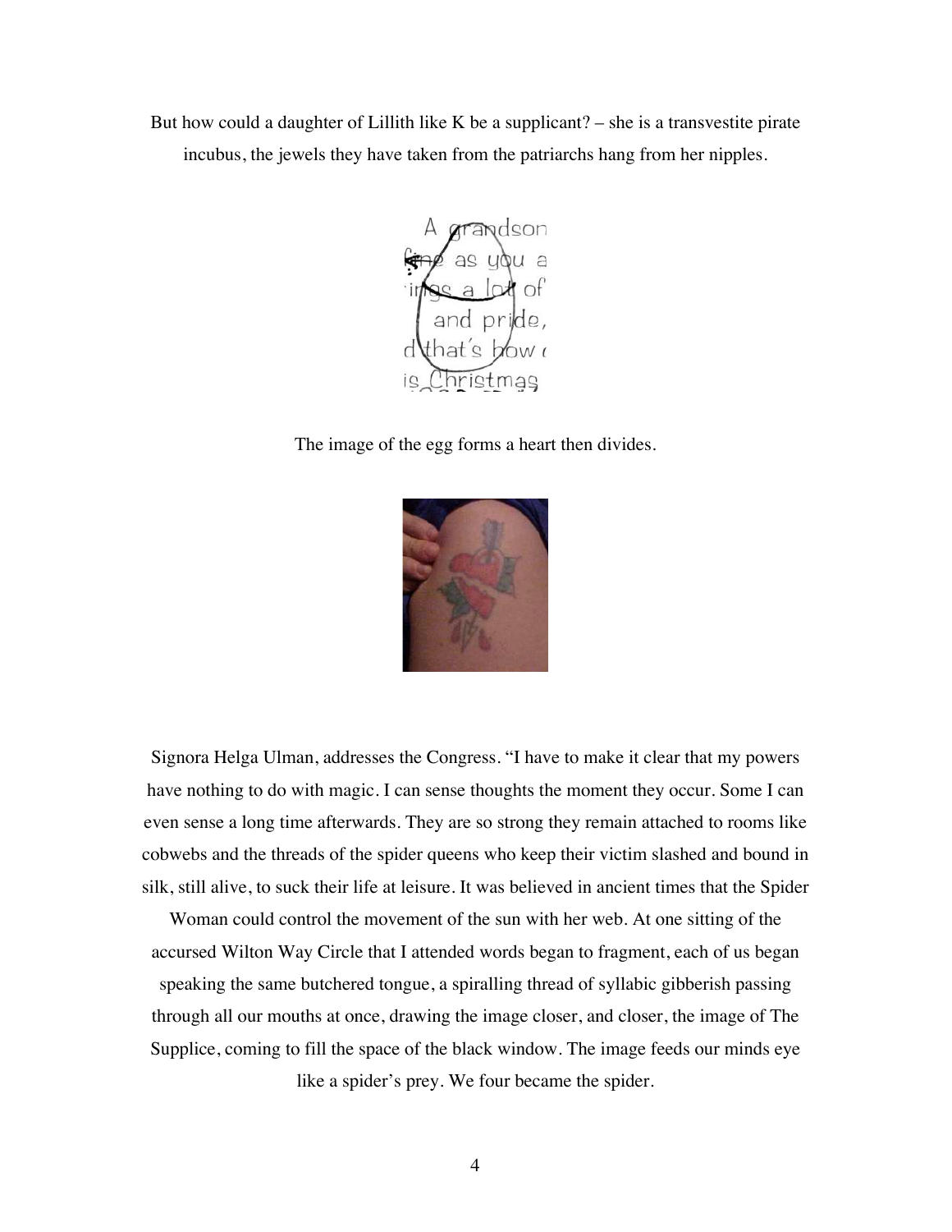But how could a daughter of Lillith like K be a supplicant? – she is a transvestite pirate incubus, the jewels they have taken from the patriarchs hang from her nipples.

The image of the egg forms a heart then divides.

Signora Helga Ulman, addresses the Congress. "I have to make it clear that my powers have nothing to do with magic. I can sense thoughts the moment they occur. Some I can even sense a long time afterwards. They are so strong they remain attached to rooms like cobwebs and the threads of the spider queens who keep their victim slashed and bound in silk, still alive, to suck their life at leisure. It was believed in ancient times that the Spider Woman could control the movement of the sun with her web. At one sitting of the accursed Wilton Way Circle that I attended words began to fragment, each of us began speaking the same butchered tongue, a spiralling thread of syllabic gibberish passing through all our mouths at once, drawing the image closer, and closer, the image of The Supplice, coming to fill the space of the black window. The image feeds our minds eye like a spider's prey. We four became the spider.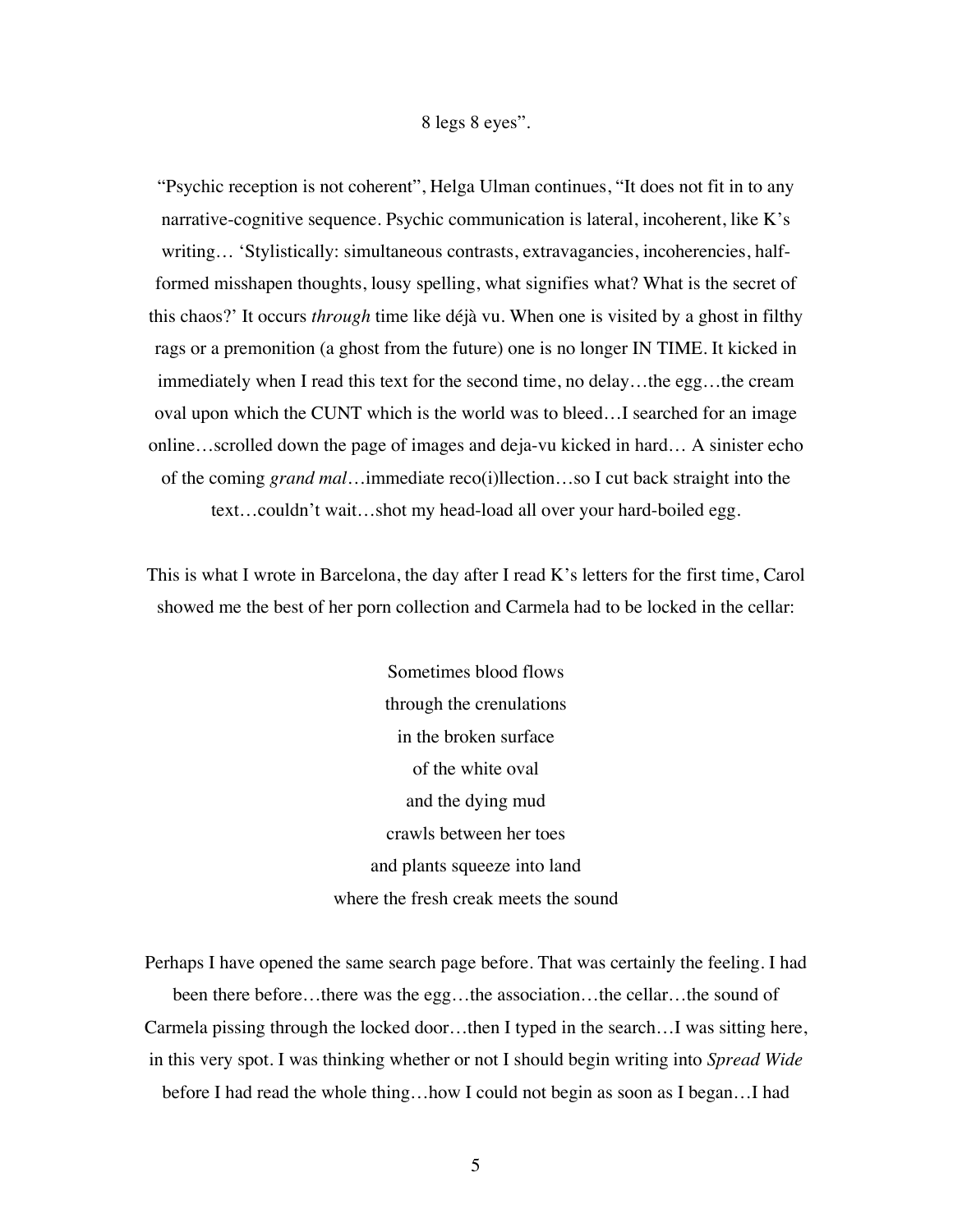8 legs 8 eyes".

"Psychic reception is not coherent", Helga Ulman continues, "It does not fit in to any narrative-cognitive sequence. Psychic communication is lateral, incoherent, like K's writing… 'Stylistically: simultaneous contrasts, extravagancies, incoherencies, half-formed misshapen thoughts, lousy spelling, what signifies what? What is the secret of this chaos?' It occurs *through* time like déjà vu. When one is visited by a ghost in filthy rags or a premonition (a ghost from the future) one is no longer IN TIME. It kicked in immediately when I read this text for the second time, no delay…the egg…the cream oval upon which the CUNT which is the world was to bleed…I searched for an image online…scrolled down the page of images and deja-vu kicked in hard… A sinister echo of the coming *grand mal*…immediate reco(i)llection…so I cut back straight into the text…couldn't wait…shot my head-load all over your hard-boiled egg.

This is what I wrote in Barcelona, the day after I read K's letters for the first time, Carol showed me the best of her porn collection and Carmela had to be locked in the cellar:

Sometimes blood flows
through the crenulations
in the broken surface
of the white oval
and the dying mud
crawls between her toes
and plants squeeze into land
where the fresh creak meets the sound

Perhaps I have opened the same search page before. That was certainly the feeling. I had been there before…there was the egg…the association…the cellar…the sound of Carmela pissing through the locked door…then I typed in the search…I was sitting here, in this very spot. I was thinking whether or not I should begin writing into *Spread Wide* before I had read the whole thing…how I could not begin as soon as I began…I had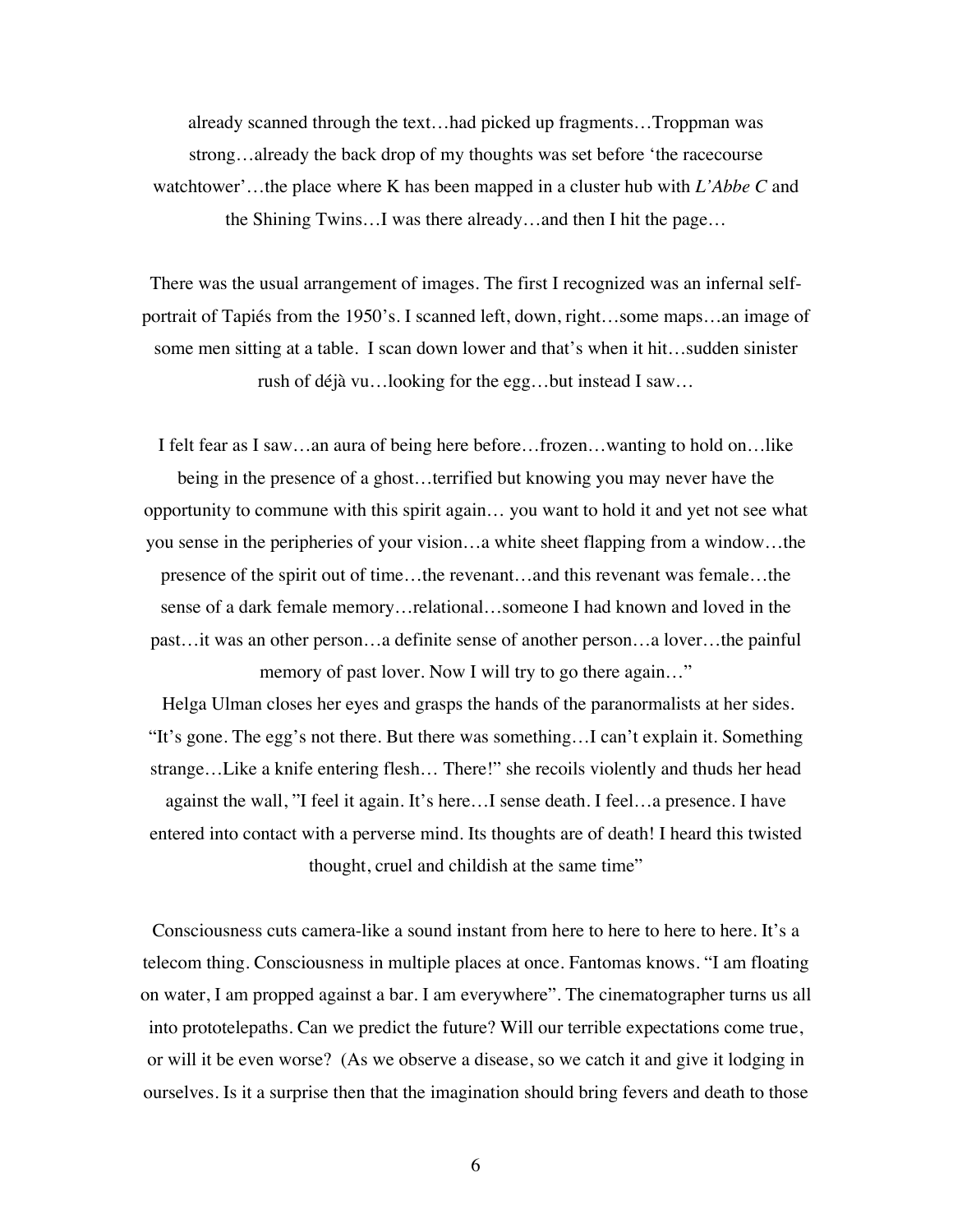already scanned through the text…had picked up fragments…Troppman was strong…already the back drop of my thoughts was set before 'the racecourse watchtower'…the place where K has been mapped in a cluster hub with *L'Abbe C* and the Shining Twins…I was there already…and then I hit the page…

There was the usual arrangement of images. The first I recognized was an infernal self-portrait of Tapiés from the 1950's. I scanned left, down, right…some maps…an image of some men sitting at a table. I scan down lower and that's when it hit…sudden sinister rush of déjà vu…looking for the egg…but instead I saw…

I felt fear as I saw…an aura of being here before…frozen…wanting to hold on…like being in the presence of a ghost…terrified but knowing you may never have the opportunity to commune with this spirit again… you want to hold it and yet not see what you sense in the peripheries of your vision…a white sheet flapping from a window…the presence of the spirit out of time…the revenant…and this revenant was female…the sense of a dark female memory…relational…someone I had known and loved in the past…it was an other person…a definite sense of another person…a lover…the painful memory of past lover. Now I will try to go there again…"

Helga Ulman closes her eyes and grasps the hands of the paranormalists at her sides. "It's gone. The egg's not there. But there was something…I can't explain it. Something strange…Like a knife entering flesh… There!" she recoils violently and thuds her head against the wall, "I feel it again. It's here…I sense death. I feel…a presence. I have entered into contact with a perverse mind. Its thoughts are of death! I heard this twisted thought, cruel and childish at the same time"

Consciousness cuts camera-like a sound instant from here to here to here to here. It's a telecom thing. Consciousness in multiple places at once. Fantomas knows. "I am floating on water, I am propped against a bar. I am everywhere". The cinematographer turns us all into prototelepaths. Can we predict the future? Will our terrible expectations come true, or will it be even worse? (As we observe a disease, so we catch it and give it lodging in ourselves. Is it a surprise then that the imagination should bring fevers and death to those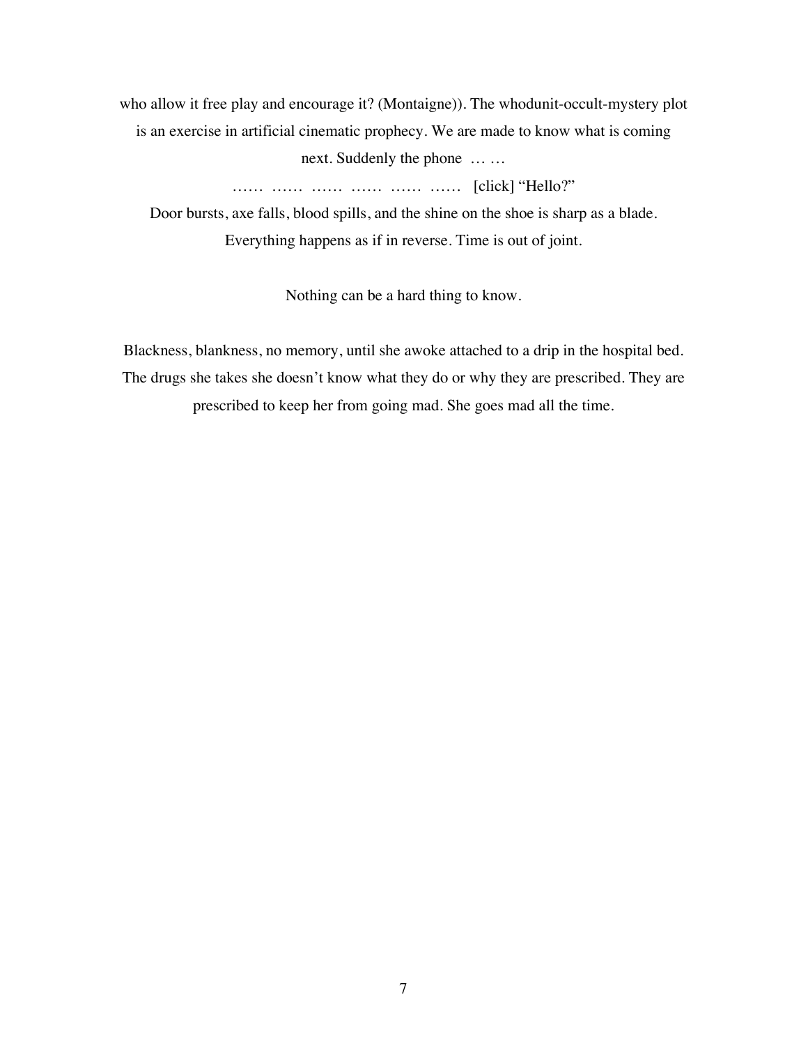who allow it free play and encourage it? (Montaigne)). The whodunit-occult-mystery plot is an exercise in artificial cinematic prophecy. We are made to know what is coming next. Suddenly the phone … …

…… …… …… …… …… …… [click] "Hello?"

Door bursts, axe falls, blood spills, and the shine on the shoe is sharp as a blade. Everything happens as if in reverse. Time is out of joint.

Nothing can be a hard thing to know.

Blackness, blankness, no memory, until she awoke attached to a drip in the hospital bed. The drugs she takes she doesn't know what they do or why they are prescribed. They are prescribed to keep her from going mad. She goes mad all the time.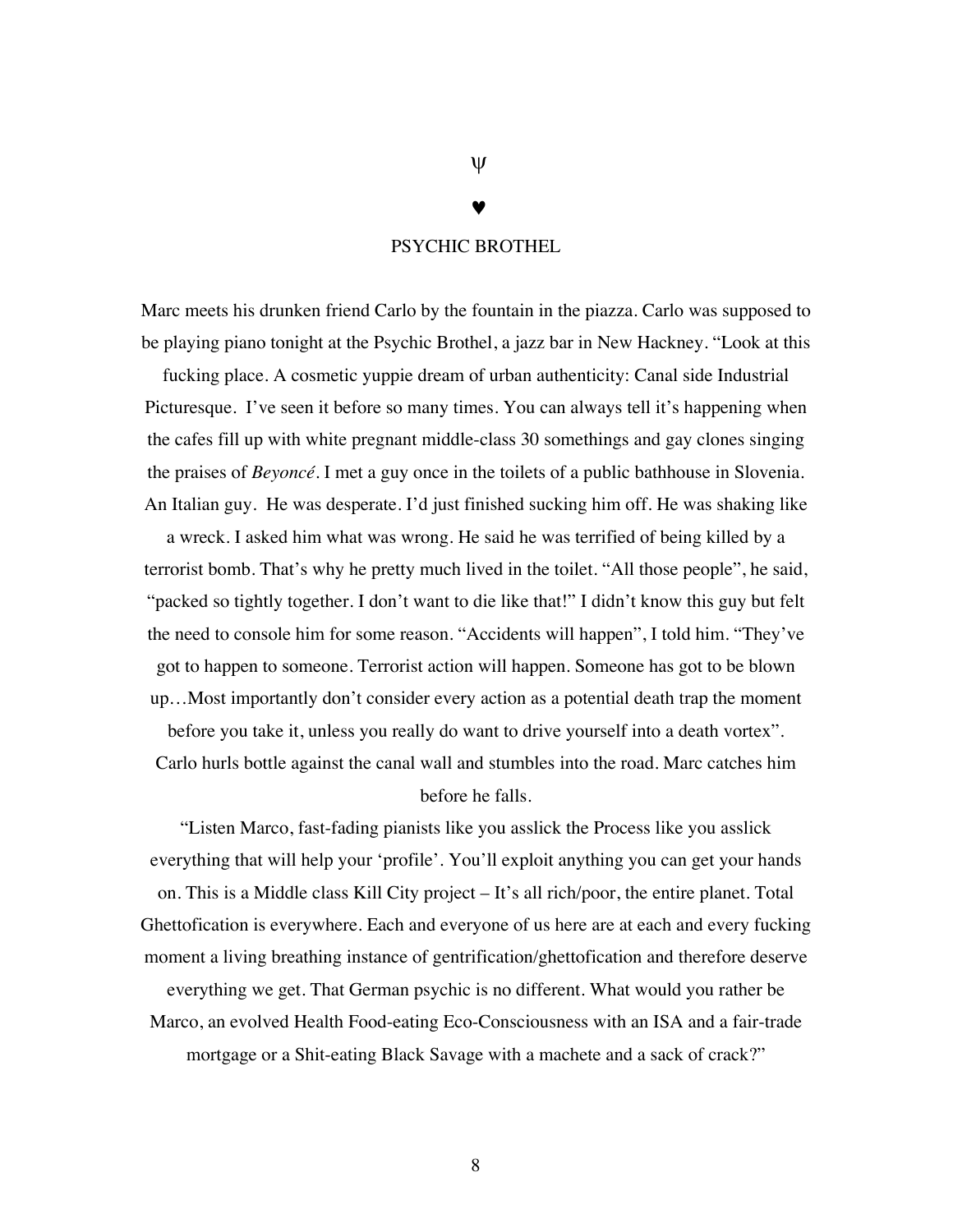ψ

♥

# PSYCHIC BROTHEL

Marc meets his drunken friend Carlo by the fountain in the piazza. Carlo was supposed to be playing piano tonight at the Psychic Brothel, a jazz bar in New Hackney. "Look at this fucking place. A cosmetic yuppie dream of urban authenticity: Canal side Industrial Picturesque. I've seen it before so many times. You can always tell it's happening when the cafes fill up with white pregnant middle-class 30 somethings and gay clones singing the praises of *Beyoncé*. I met a guy once in the toilets of a public bathhouse in Slovenia. An Italian guy. He was desperate. I'd just finished sucking him off. He was shaking like a wreck. I asked him what was wrong. He said he was terrified of being killed by a terrorist bomb. That's why he pretty much lived in the toilet. "All those people", he said, "packed so tightly together. I don't want to die like that!" I didn't know this guy but felt the need to console him for some reason. "Accidents will happen", I told him. "They've got to happen to someone. Terrorist action will happen. Someone has got to be blown up…Most importantly don't consider every action as a potential death trap the moment before you take it, unless you really do want to drive yourself into a death vortex". Carlo hurls bottle against the canal wall and stumbles into the road. Marc catches him before he falls.

"Listen Marco, fast-fading pianists like you asslick the Process like you asslick everything that will help your 'profile'. You'll exploit anything you can get your hands on. This is a Middle class Kill City project – It's all rich/poor, the entire planet. Total Ghettofication is everywhere. Each and everyone of us here are at each and every fucking moment a living breathing instance of gentrification/ghettofication and therefore deserve everything we get. That German psychic is no different. What would you rather be Marco, an evolved Health Food-eating Eco-Consciousness with an ISA and a fair-trade mortgage or a Shit-eating Black Savage with a machete and a sack of crack?"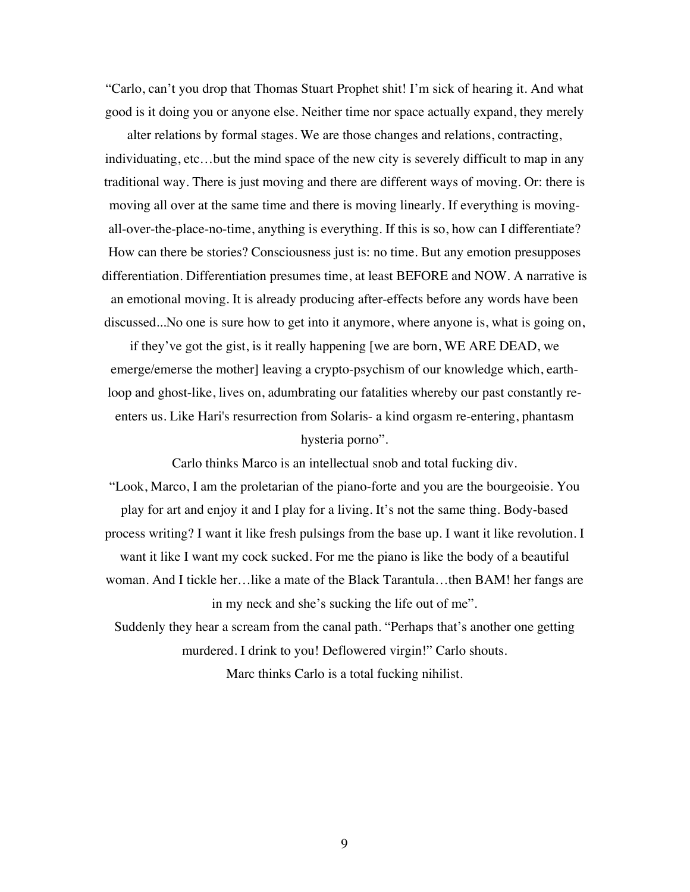"Carlo, can't you drop that Thomas Stuart Prophet shit! I'm sick of hearing it. And what good is it doing you or anyone else. Neither time nor space actually expand, they merely alter relations by formal stages. We are those changes and relations, contracting, individuating, etc…but the mind space of the new city is severely difficult to map in any traditional way. There is just moving and there are different ways of moving. Or: there is moving all over at the same time and there is moving linearly. If everything is moving-all-over-the-place-no-time, anything is everything. If this is so, how can I differentiate? How can there be stories? Consciousness just is: no time. But any emotion presupposes differentiation. Differentiation presumes time, at least BEFORE and NOW. A narrative is an emotional moving. It is already producing after-effects before any words have been discussed...No one is sure how to get into it anymore, where anyone is, what is going on, if they've got the gist, is it really happening [we are born, WE ARE DEAD, we emerge/emerse the mother] leaving a crypto-psychism of our knowledge which, earth-loop and ghost-like, lives on, adumbrating our fatalities whereby our past constantly re-enters us. Like Hari's resurrection from Solaris- a kind orgasm re-entering, phantasm hysteria porno".

Carlo thinks Marco is an intellectual snob and total fucking div.

"Look, Marco, I am the proletarian of the piano-forte and you are the bourgeoisie. You play for art and enjoy it and I play for a living. It's not the same thing. Body-based process writing? I want it like fresh pulsings from the base up. I want it like revolution. I want it like I want my cock sucked. For me the piano is like the body of a beautiful woman. And I tickle her…like a mate of the Black Tarantula…then BAM! her fangs are in my neck and she's sucking the life out of me".

Suddenly they hear a scream from the canal path. "Perhaps that's another one getting murdered. I drink to you! Deflowered virgin!" Carlo shouts.

Marc thinks Carlo is a total fucking nihilist.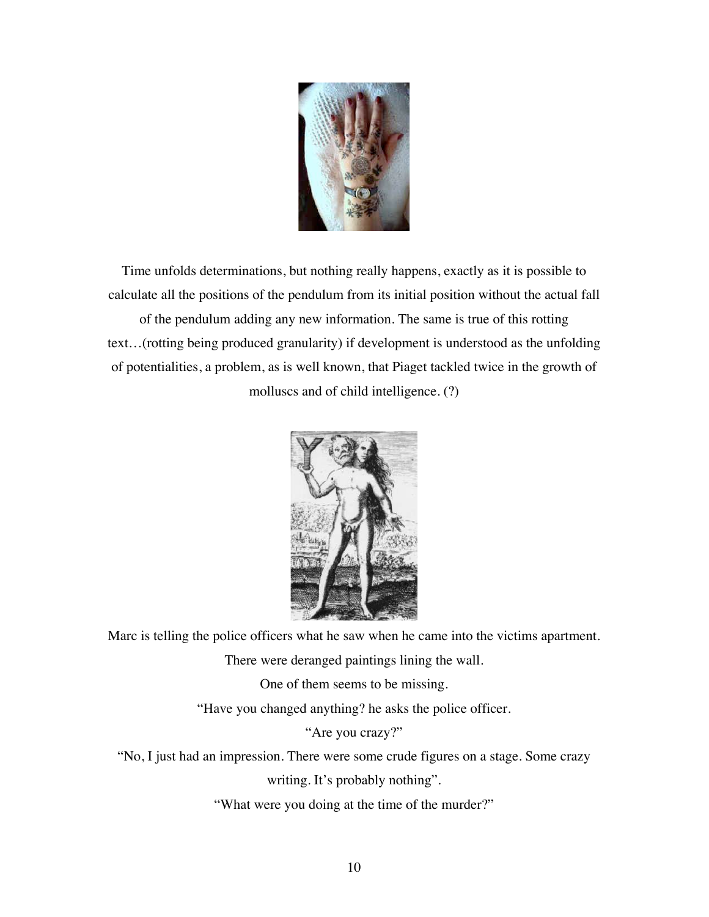Time unfolds determinations, but nothing really happens, exactly as it is possible to calculate all the positions of the pendulum from its initial position without the actual fall of the pendulum adding any new information. The same is true of this rotting text…(rotting being produced granularity) if development is understood as the unfolding of potentialities, a problem, as is well known, that Piaget tackled twice in the growth of molluscs and of child intelligence. (?)

Marc is telling the police officers what he saw when he came into the victims apartment.

There were deranged paintings lining the wall.

One of them seems to be missing.

"Have you changed anything? he asks the police officer.

"Are you crazy?"

"No, I just had an impression. There were some crude figures on a stage. Some crazy writing. It's probably nothing".

"What were you doing at the time of the murder?"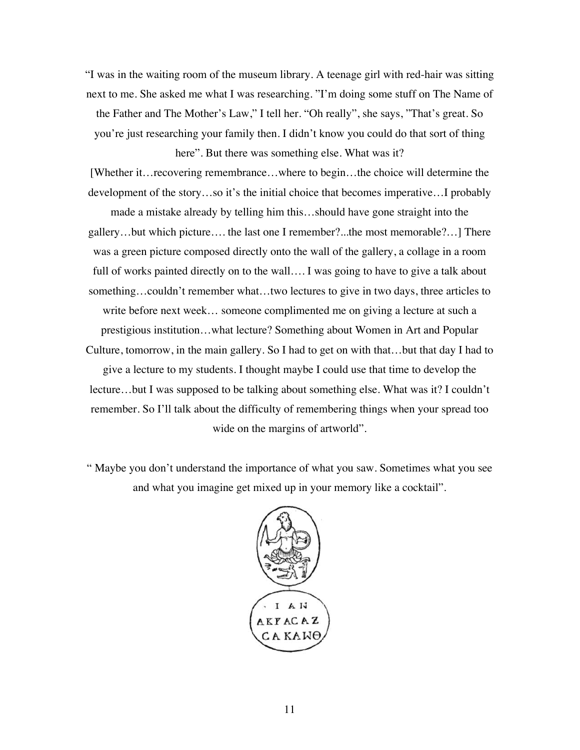"I was in the waiting room of the museum library. A teenage girl with red-hair was sitting next to me. She asked me what I was researching. "I'm doing some stuff on The Name of the Father and The Mother's Law," I tell her. "Oh really", she says, "That's great. So you're just researching your family then. I didn't know you could do that sort of thing here". But there was something else. What was it?

[Whether it…recovering remembrance…where to begin…the choice will determine the development of the story…so it's the initial choice that becomes imperative…I probably made a mistake already by telling him this…should have gone straight into the gallery…but which picture…. the last one I remember?...the most memorable?…] There was a green picture composed directly onto the wall of the gallery, a collage in a room full of works painted directly on to the wall…. I was going to have to give a talk about something…couldn't remember what…two lectures to give in two days, three articles to write before next week… someone complimented me on giving a lecture at such a prestigious institution…what lecture? Something about Women in Art and Popular Culture, tomorrow, in the main gallery. So I had to get on with that…but that day I had to give a lecture to my students. I thought maybe I could use that time to develop the lecture…but I was supposed to be talking about something else. What was it? I couldn't remember. So I'll talk about the difficulty of remembering things when your spread too wide on the margins of artworld".

" Maybe you don't understand the importance of what you saw. Sometimes what you see and what you imagine get mixed up in your memory like a cocktail".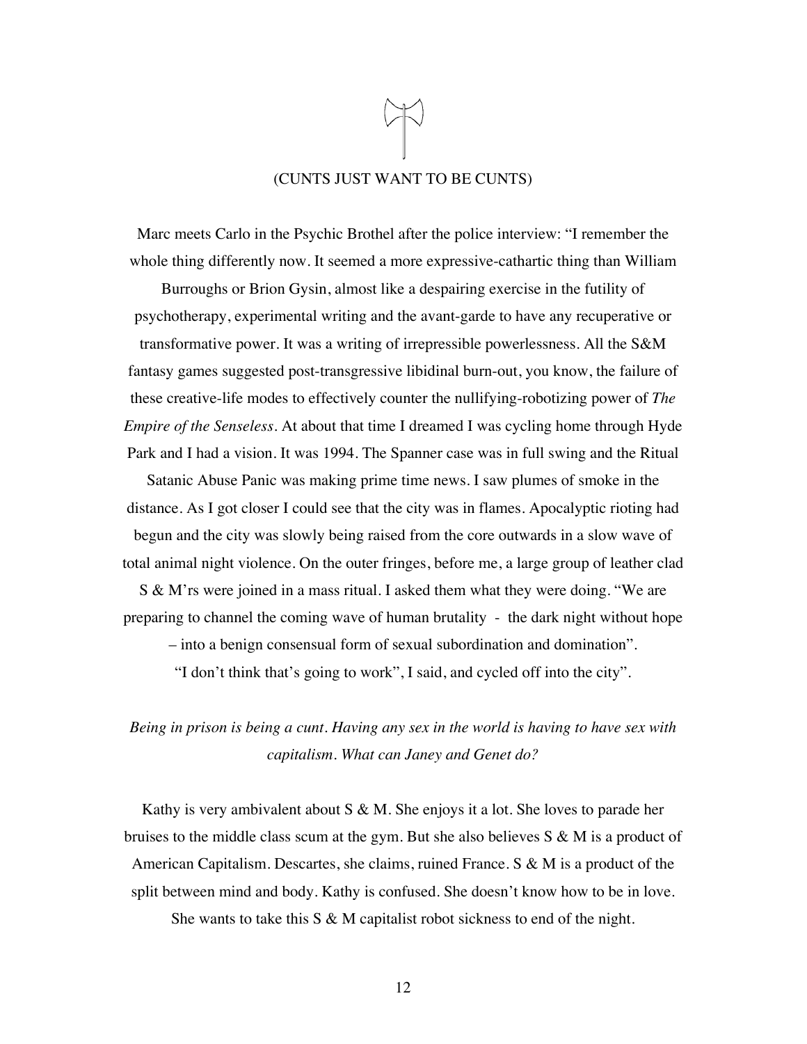## (CUNTS JUST WANT TO BE CUNTS)

Marc meets Carlo in the Psychic Brothel after the police interview: "I remember the whole thing differently now. It seemed a more expressive-cathartic thing than William Burroughs or Brion Gysin, almost like a despairing exercise in the futility of psychotherapy, experimental writing and the avant-garde to have any recuperative or transformative power. It was a writing of irrepressible powerlessness. All the S&M fantasy games suggested post-transgressive libidinal burn-out, you know, the failure of these creative-life modes to effectively counter the nullifying-robotizing power of *The Empire of the Senseless*. At about that time I dreamed I was cycling home through Hyde Park and I had a vision. It was 1994. The Spanner case was in full swing and the Ritual Satanic Abuse Panic was making prime time news. I saw plumes of smoke in the distance. As I got closer I could see that the city was in flames. Apocalyptic rioting had begun and the city was slowly being raised from the core outwards in a slow wave of total animal night violence. On the outer fringes, before me, a large group of leather clad S & M'rs were joined in a mass ritual. I asked them what they were doing. "We are preparing to channel the coming wave of human brutality - the dark night without hope – into a benign consensual form of sexual subordination and domination". "I don't think that's going to work", I said, and cycled off into the city".

*Being in prison is being a cunt. Having any sex in the world is having to have sex with capitalism. What can Janey and Genet do?*

Kathy is very ambivalent about S & M. She enjoys it a lot. She loves to parade her bruises to the middle class scum at the gym. But she also believes S & M is a product of American Capitalism. Descartes, she claims, ruined France. S & M is a product of the split between mind and body. Kathy is confused. She doesn't know how to be in love. She wants to take this S & M capitalist robot sickness to end of the night.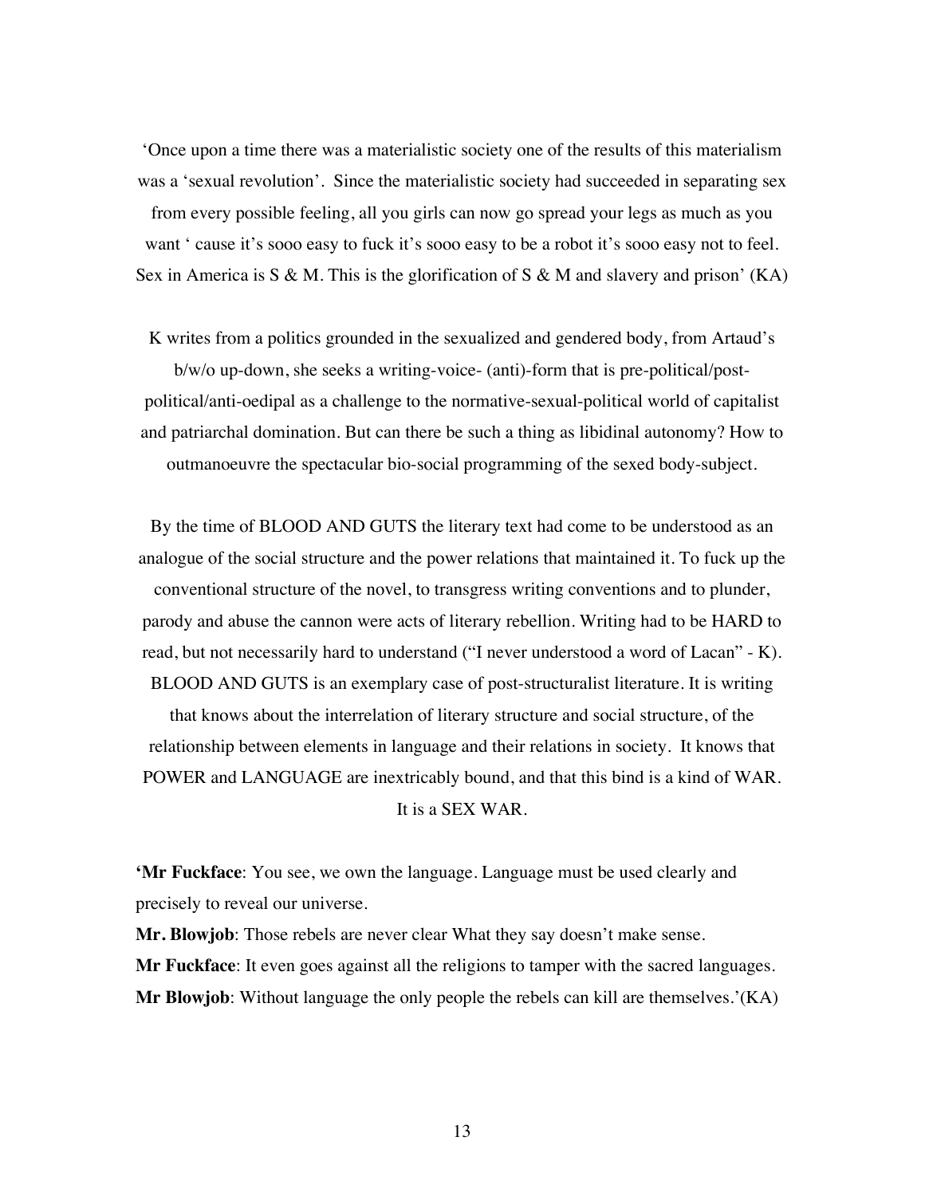'Once upon a time there was a materialistic society one of the results of this materialism was a 'sexual revolution'. Since the materialistic society had succeeded in separating sex from every possible feeling, all you girls can now go spread your legs as much as you want ' cause it's sooo easy to fuck it's sooo easy to be a robot it's sooo easy not to feel. Sex in America is S & M. This is the glorification of S & M and slavery and prison' (KA)

K writes from a politics grounded in the sexualized and gendered body, from Artaud's b/w/o up-down, she seeks a writing-voice- (anti)-form that is pre-political/post-political/anti-oedipal as a challenge to the normative-sexual-political world of capitalist and patriarchal domination. But can there be such a thing as libidinal autonomy? How to outmanoeuvre the spectacular bio-social programming of the sexed body-subject.

By the time of BLOOD AND GUTS the literary text had come to be understood as an analogue of the social structure and the power relations that maintained it. To fuck up the conventional structure of the novel, to transgress writing conventions and to plunder, parody and abuse the cannon were acts of literary rebellion. Writing had to be HARD to read, but not necessarily hard to understand ("I never understood a word of Lacan" - K). BLOOD AND GUTS is an exemplary case of post-structuralist literature. It is writing that knows about the interrelation of literary structure and social structure, of the relationship between elements in language and their relations in society. It knows that POWER and LANGUAGE are inextricably bound, and that this bind is a kind of WAR. It is a SEX WAR.

**'Mr Fuckface**: You see, we own the language. Language must be used clearly and precisely to reveal our universe.
**Mr. Blowjob**: Those rebels are never clear What they say doesn't make sense.
**Mr Fuckface**: It even goes against all the religions to tamper with the sacred languages.
**Mr Blowjob**: Without language the only people the rebels can kill are themselves.'(KA)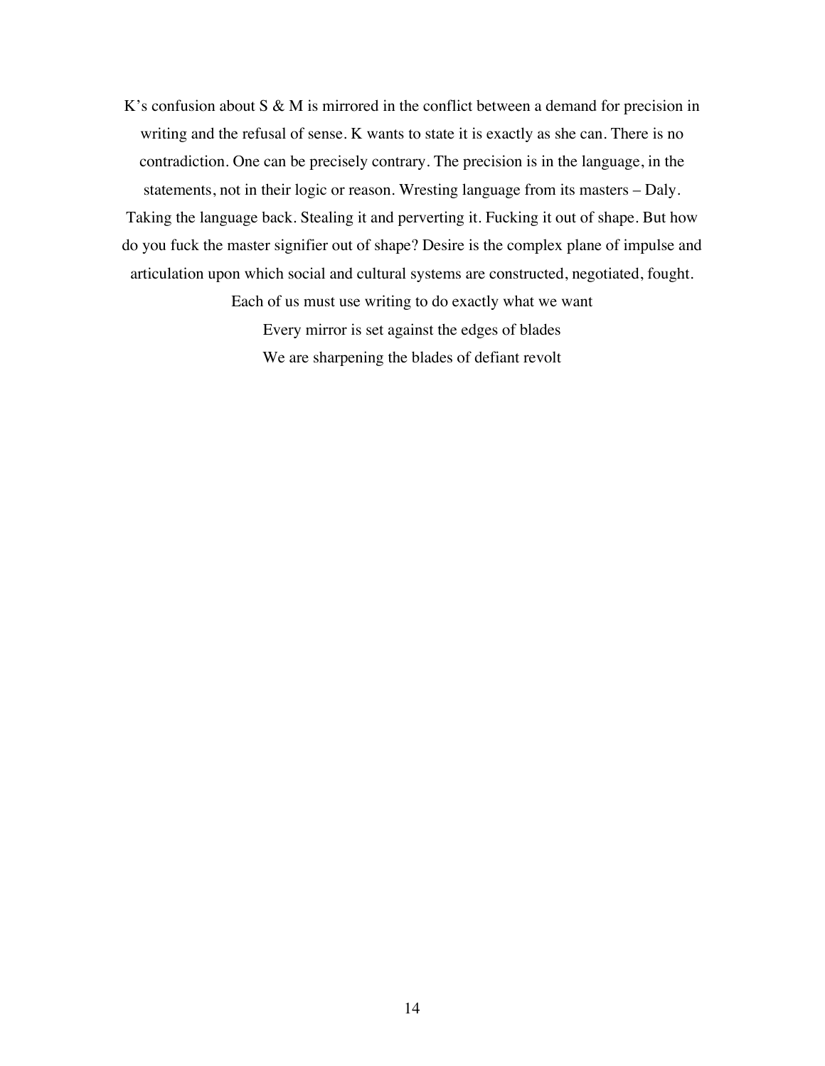K's confusion about S & M is mirrored in the conflict between a demand for precision in writing and the refusal of sense. K wants to state it is exactly as she can. There is no contradiction. One can be precisely contrary. The precision is in the language, in the statements, not in their logic or reason. Wresting language from its masters – Daly. Taking the language back. Stealing it and perverting it. Fucking it out of shape. But how do you fuck the master signifier out of shape? Desire is the complex plane of impulse and articulation upon which social and cultural systems are constructed, negotiated, fought.

Each of us must use writing to do exactly what we want

Every mirror is set against the edges of blades

We are sharpening the blades of defiant revolt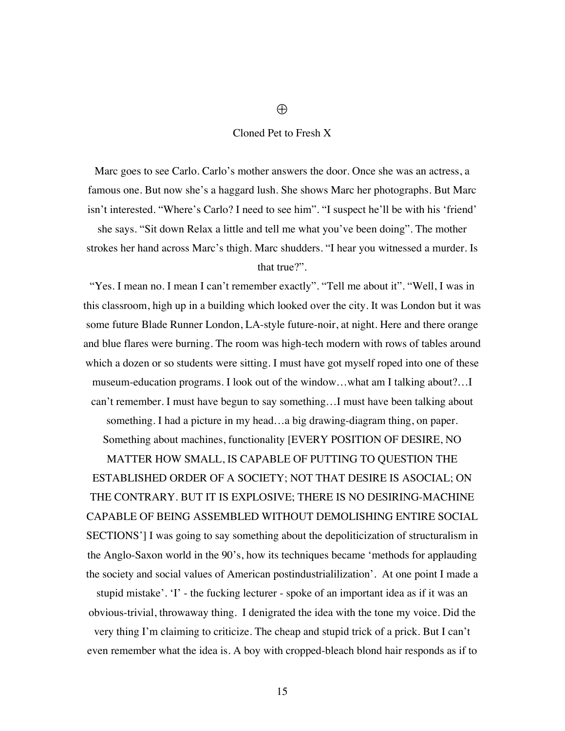⊕

## Cloned Pet to Fresh X

Marc goes to see Carlo. Carlo's mother answers the door. Once she was an actress, a famous one. But now she's a haggard lush. She shows Marc her photographs. But Marc isn't interested. "Where's Carlo? I need to see him". "I suspect he'll be with his 'friend' she says. "Sit down Relax a little and tell me what you've been doing". The mother strokes her hand across Marc's thigh. Marc shudders. "I hear you witnessed a murder. Is that true?".

"Yes. I mean no. I mean I can't remember exactly". "Tell me about it". "Well, I was in this classroom, high up in a building which looked over the city. It was London but it was some future Blade Runner London, LA-style future-noir, at night. Here and there orange and blue flares were burning. The room was high-tech modern with rows of tables around which a dozen or so students were sitting. I must have got myself roped into one of these museum-education programs. I look out of the window…what am I talking about?…I can't remember. I must have begun to say something…I must have been talking about something. I had a picture in my head…a big drawing-diagram thing, on paper. Something about machines, functionality [EVERY POSITION OF DESIRE, NO MATTER HOW SMALL, IS CAPABLE OF PUTTING TO QUESTION THE ESTABLISHED ORDER OF A SOCIETY; NOT THAT DESIRE IS ASOCIAL; ON THE CONTRARY. BUT IT IS EXPLOSIVE; THERE IS NO DESIRING-MACHINE CAPABLE OF BEING ASSEMBLED WITHOUT DEMOLISHING ENTIRE SOCIAL SECTIONS'] I was going to say something about the depoliticization of structuralism in the Anglo-Saxon world in the 90's, how its techniques became 'methods for applauding the society and social values of American postindustrialilization'. At one point I made a stupid mistake'. 'I' - the fucking lecturer - spoke of an important idea as if it was an obvious-trivial, throwaway thing. I denigrated the idea with the tone my voice. Did the very thing I'm claiming to criticize. The cheap and stupid trick of a prick. But I can't even remember what the idea is. A boy with cropped-bleach blond hair responds as if to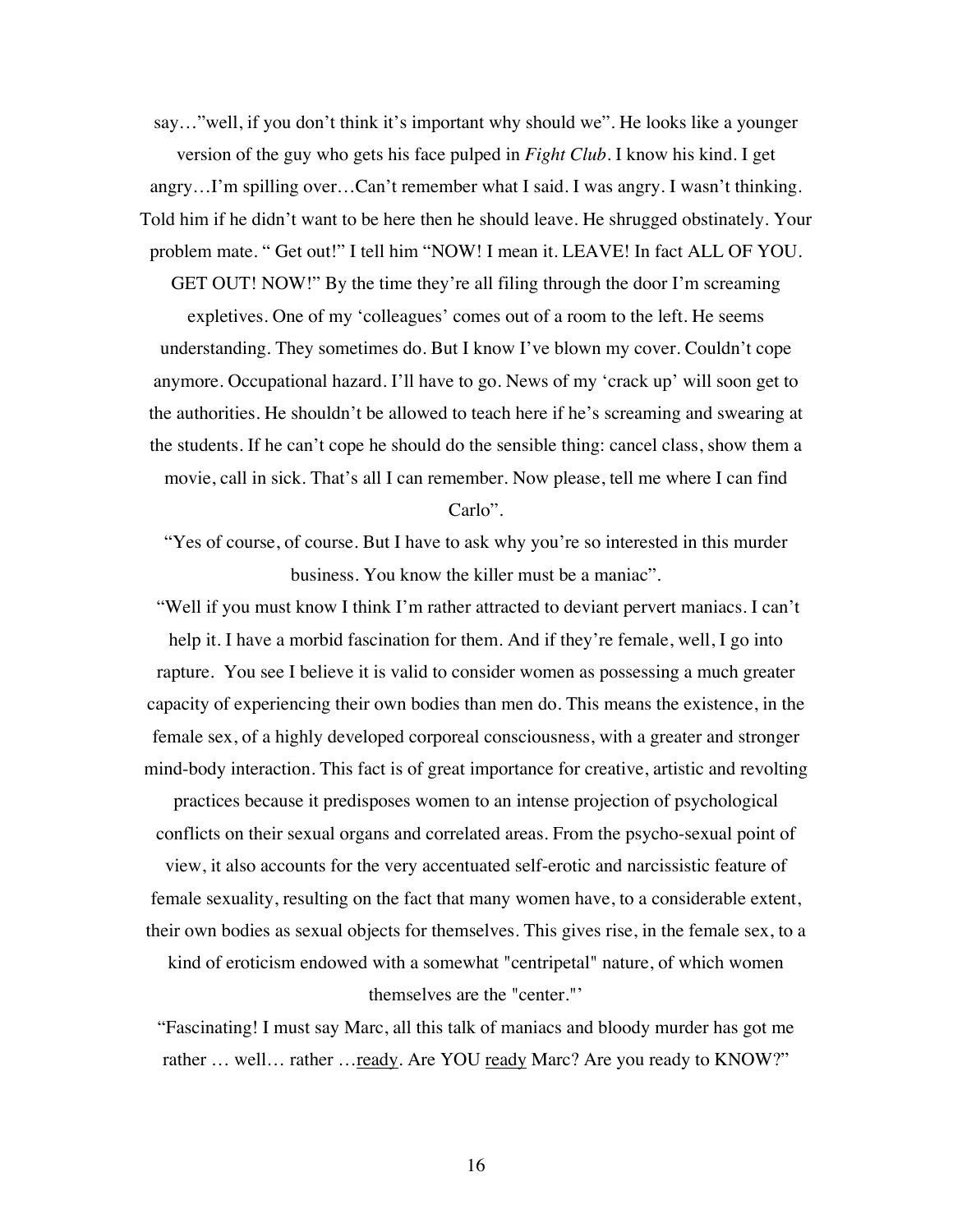say…"well, if you don't think it's important why should we". He looks like a younger version of the guy who gets his face pulped in *Fight Club*. I know his kind. I get angry…I'm spilling over…Can't remember what I said. I was angry. I wasn't thinking. Told him if he didn't want to be here then he should leave. He shrugged obstinately. Your problem mate. " Get out!" I tell him "NOW! I mean it. LEAVE! In fact ALL OF YOU. GET OUT! NOW!" By the time they're all filing through the door I'm screaming expletives. One of my 'colleagues' comes out of a room to the left. He seems understanding. They sometimes do. But I know I've blown my cover. Couldn't cope anymore. Occupational hazard. I'll have to go. News of my 'crack up' will soon get to the authorities. He shouldn't be allowed to teach here if he's screaming and swearing at the students. If he can't cope he should do the sensible thing: cancel class, show them a movie, call in sick. That's all I can remember. Now please, tell me where I can find Carlo".

"Yes of course, of course. But I have to ask why you're so interested in this murder business. You know the killer must be a maniac".

"Well if you must know I think I'm rather attracted to deviant pervert maniacs. I can't help it. I have a morbid fascination for them. And if they're female, well, I go into rapture. You see I believe it is valid to consider women as possessing a much greater capacity of experiencing their own bodies than men do. This means the existence, in the female sex, of a highly developed corporeal consciousness, with a greater and stronger mind-body interaction. This fact is of great importance for creative, artistic and revolting practices because it predisposes women to an intense projection of psychological conflicts on their sexual organs and correlated areas. From the psycho-sexual point of view, it also accounts for the very accentuated self-erotic and narcissistic feature of female sexuality, resulting on the fact that many women have, to a considerable extent, their own bodies as sexual objects for themselves. This gives rise, in the female sex, to a kind of eroticism endowed with a somewhat "centripetal" nature, of which women themselves are the "center."'

"Fascinating! I must say Marc, all this talk of maniacs and bloody murder has got me rather … well… rather …<u>ready</u>. Are YOU <u>ready</u> Marc? Are you ready to KNOW?"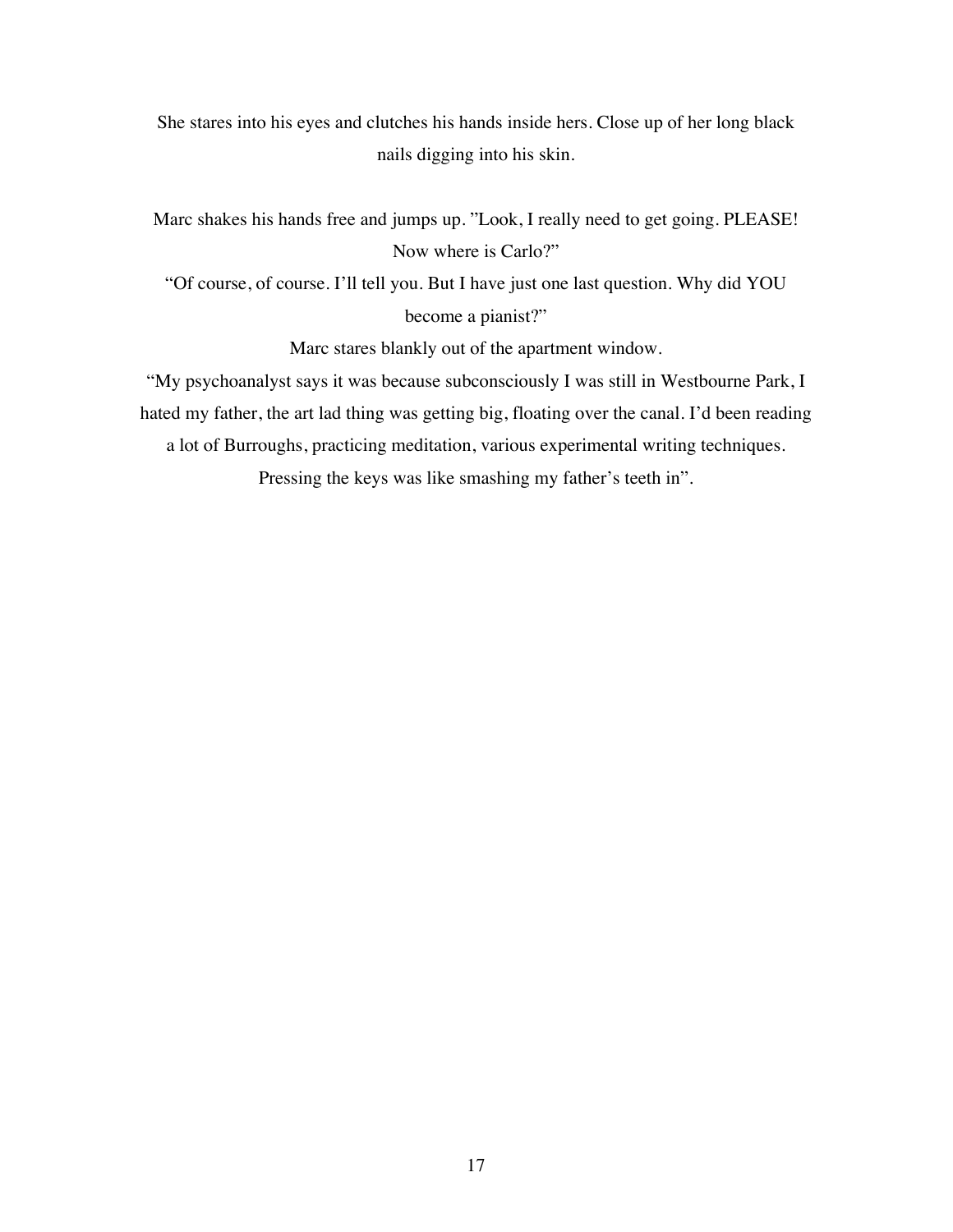She stares into his eyes and clutches his hands inside hers. Close up of her long black nails digging into his skin.

Marc shakes his hands free and jumps up. ”Look, I really need to get going. PLEASE! Now where is Carlo?”

“Of course, of course. I’ll tell you. But I have just one last question. Why did YOU become a pianist?”

Marc stares blankly out of the apartment window.

“My psychoanalyst says it was because subconsciously I was still in Westbourne Park, I hated my father, the art lad thing was getting big, floating over the canal. I’d been reading a lot of Burroughs, practicing meditation, various experimental writing techniques. Pressing the keys was like smashing my father’s teeth in”.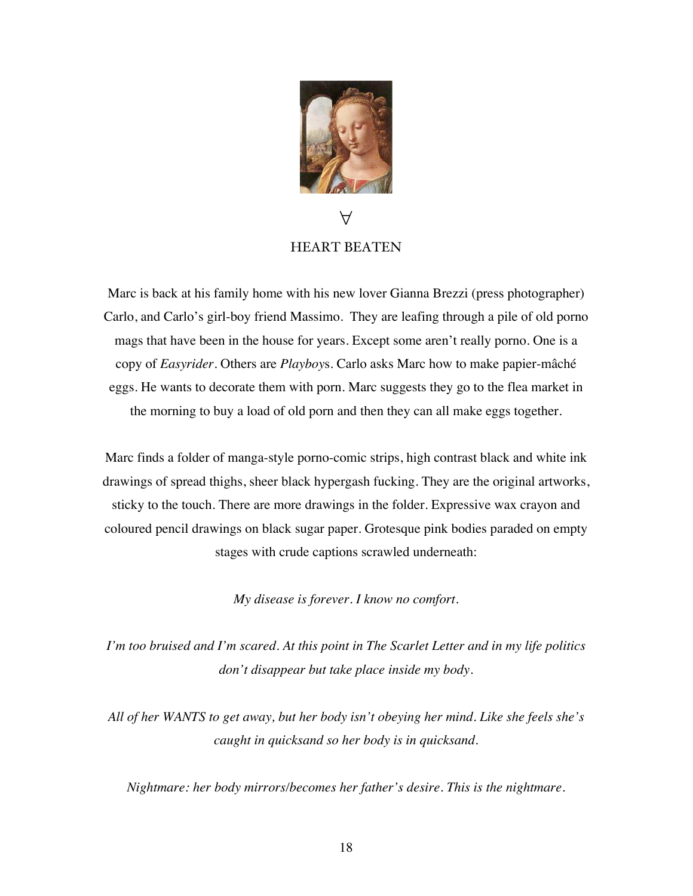∀

# HEART BEATEN

Marc is back at his family home with his new lover Gianna Brezzi (press photographer) Carlo, and Carlo's girl-boy friend Massimo. They are leafing through a pile of old porno mags that have been in the house for years. Except some aren't really porno. One is a copy of *Easyrider*. Others are *Playboy*s. Carlo asks Marc how to make papier-mâché eggs. He wants to decorate them with porn. Marc suggests they go to the flea market in the morning to buy a load of old porn and then they can all make eggs together.

Marc finds a folder of manga-style porno-comic strips, high contrast black and white ink drawings of spread thighs, sheer black hypergash fucking. They are the original artworks, sticky to the touch. There are more drawings in the folder. Expressive wax crayon and coloured pencil drawings on black sugar paper. Grotesque pink bodies paraded on empty stages with crude captions scrawled underneath:

*My disease is forever. I know no comfort.*

*I'm too bruised and I'm scared. At this point in The Scarlet Letter and in my life politics don't disappear but take place inside my body.*

*All of her WANTS to get away, but her body isn't obeying her mind. Like she feels she's caught in quicksand so her body is in quicksand.*

*Nightmare: her body mirrors/becomes her father's desire. This is the nightmare.*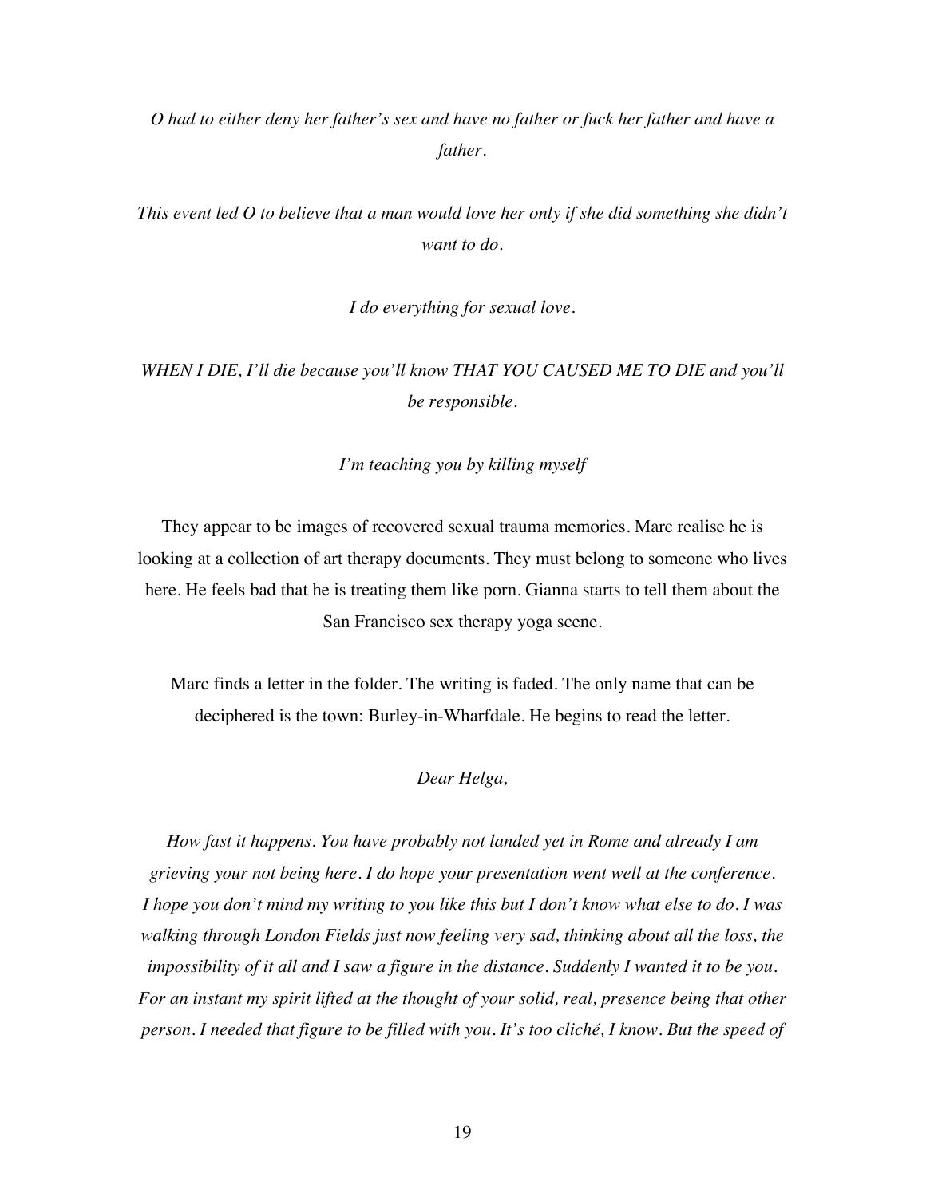*O had to either deny her father's sex and have no father or fuck her father and have a father.*

*This event led O to believe that a man would love her only if she did something she didn't want to do.*

*I do everything for sexual love.*

*WHEN I DIE, I'll die because you'll know THAT YOU CAUSED ME TO DIE and you'll be responsible.*

*I'm teaching you by killing myself*

They appear to be images of recovered sexual trauma memories. Marc realise he is looking at a collection of art therapy documents. They must belong to someone who lives here. He feels bad that he is treating them like porn. Gianna starts to tell them about the San Francisco sex therapy yoga scene.

Marc finds a letter in the folder. The writing is faded. The only name that can be deciphered is the town: Burley-in-Wharfdale. He begins to read the letter.

*Dear Helga,*

*How fast it happens. You have probably not landed yet in Rome and already I am grieving your not being here. I do hope your presentation went well at the conference. I hope you don't mind my writing to you like this but I don't know what else to do. I was walking through London Fields just now feeling very sad, thinking about all the loss, the impossibility of it all and I saw a figure in the distance. Suddenly I wanted it to be you. For an instant my spirit lifted at the thought of your solid, real, presence being that other person. I needed that figure to be filled with you. It's too cliché, I know. But the speed of*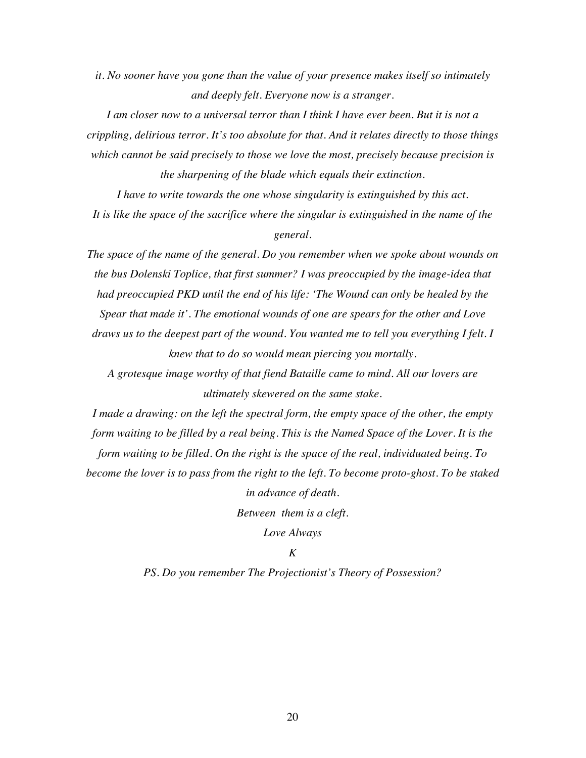*it. No sooner have you gone than the value of your presence makes itself so intimately and deeply felt. Everyone now is a stranger.*

*I am closer now to a universal terror than I think I have ever been. But it is not a crippling, delirious terror. It's too absolute for that. And it relates directly to those things which cannot be said precisely to those we love the most, precisely because precision is the sharpening of the blade which equals their extinction.*

*I have to write towards the one whose singularity is extinguished by this act.*

*It is like the space of the sacrifice where the singular is extinguished in the name of the general.*

*The space of the name of the general. Do you remember when we spoke about wounds on the bus Dolenski Toplice, that first summer? I was preoccupied by the image-idea that had preoccupied PKD until the end of his life: 'The Wound can only be healed by the Spear that made it'. The emotional wounds of one are spears for the other and Love draws us to the deepest part of the wound. You wanted me to tell you everything I felt. I knew that to do so would mean piercing you mortally.*

*A grotesque image worthy of that fiend Bataille came to mind. All our lovers are ultimately skewered on the same stake.*

*I made a drawing: on the left the spectral form, the empty space of the other, the empty form waiting to be filled by a real being. This is the Named Space of the Lover. It is the form waiting to be filled. On the right is the space of the real, individuated being. To become the lover is to pass from the right to the left. To become proto-ghost. To be staked in advance of death.*

*Between them is a cleft.*

*Love Always*

*K*

*PS. Do you remember The Projectionist's Theory of Possession?*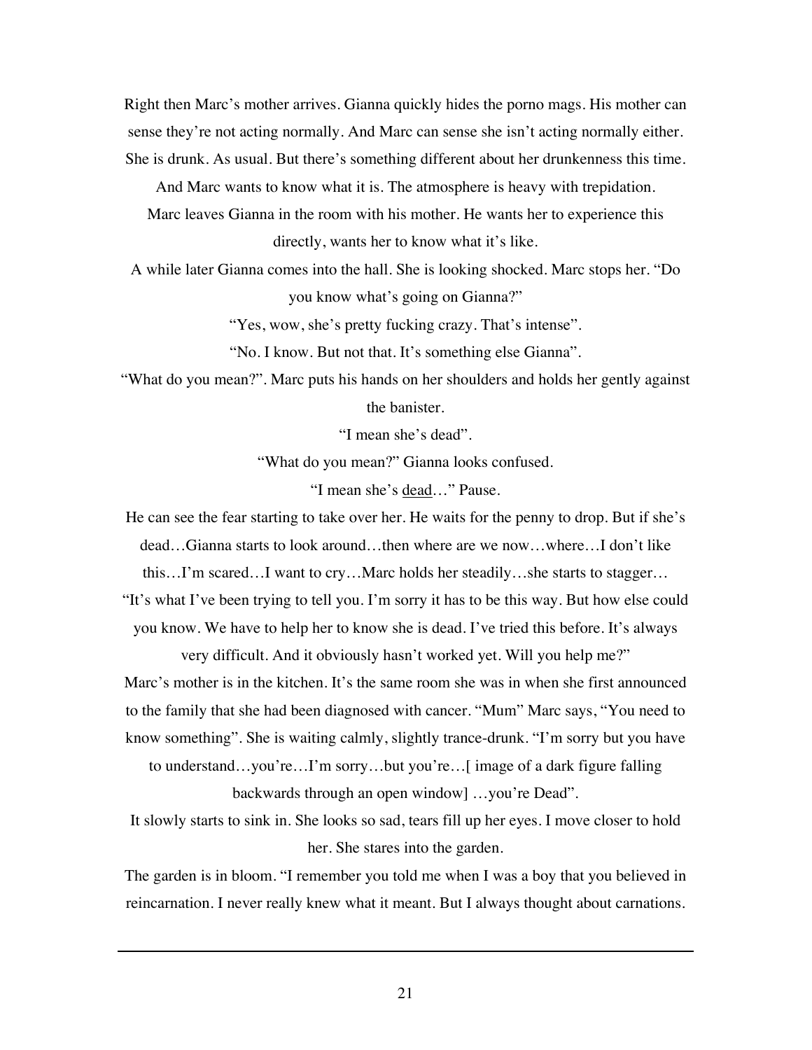Right then Marc's mother arrives. Gianna quickly hides the porno mags. His mother can sense they're not acting normally. And Marc can sense she isn't acting normally either. She is drunk. As usual. But there's something different about her drunkenness this time. And Marc wants to know what it is. The atmosphere is heavy with trepidation.

Marc leaves Gianna in the room with his mother. He wants her to experience this directly, wants her to know what it's like.

A while later Gianna comes into the hall. She is looking shocked. Marc stops her. "Do you know what's going on Gianna?"

"Yes, wow, she's pretty fucking crazy. That's intense".

"No. I know. But not that. It's something else Gianna".

"What do you mean?". Marc puts his hands on her shoulders and holds her gently against the banister.

"I mean she's dead".

"What do you mean?" Gianna looks confused.

"I mean she's <u>dead</u>…" Pause.

He can see the fear starting to take over her. He waits for the penny to drop. But if she's dead…Gianna starts to look around…then where are we now…where…I don't like this…I'm scared…I want to cry…Marc holds her steadily…she starts to stagger…

"It's what I've been trying to tell you. I'm sorry it has to be this way. But how else could you know. We have to help her to know she is dead. I've tried this before. It's always very difficult. And it obviously hasn't worked yet. Will you help me?"

Marc's mother is in the kitchen. It's the same room she was in when she first announced to the family that she had been diagnosed with cancer. "Mum" Marc says, "You need to know something". She is waiting calmly, slightly trance-drunk. "I'm sorry but you have to understand…you're…I'm sorry…but you're…[ image of a dark figure falling backwards through an open window] …you're Dead".

It slowly starts to sink in. She looks so sad, tears fill up her eyes. I move closer to hold her. She stares into the garden.

The garden is in bloom. "I remember you told me when I was a boy that you believed in reincarnation. I never really knew what it meant. But I always thought about carnations.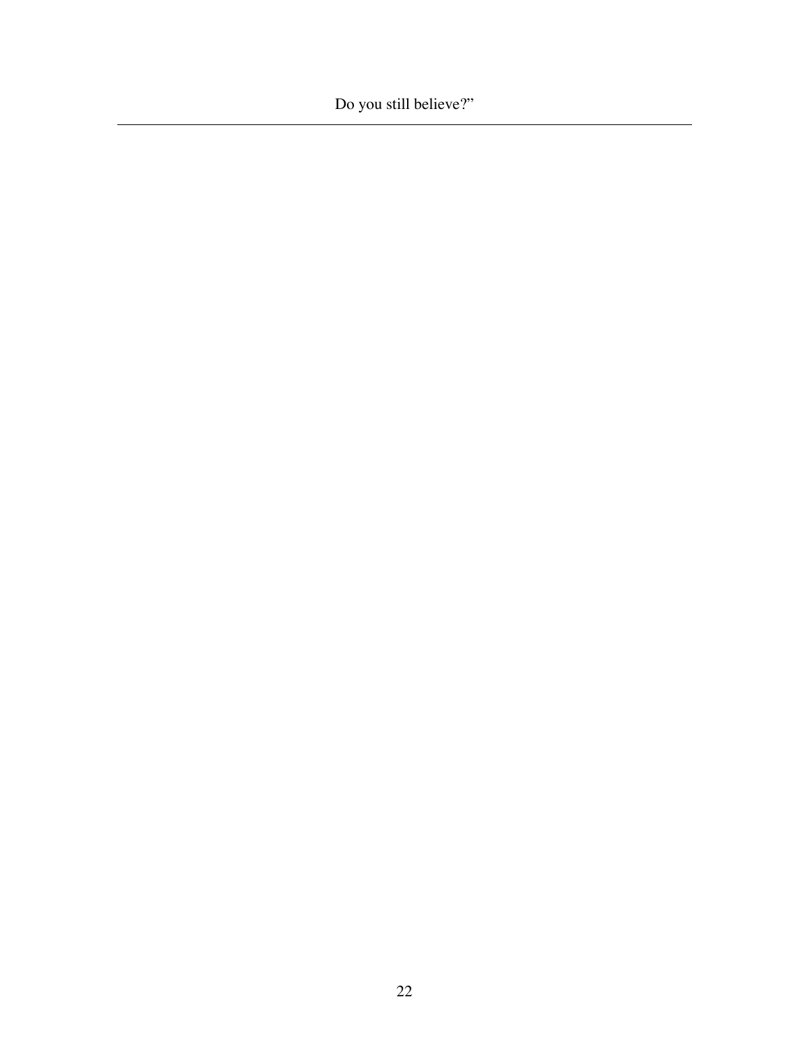Do you still believe?”

---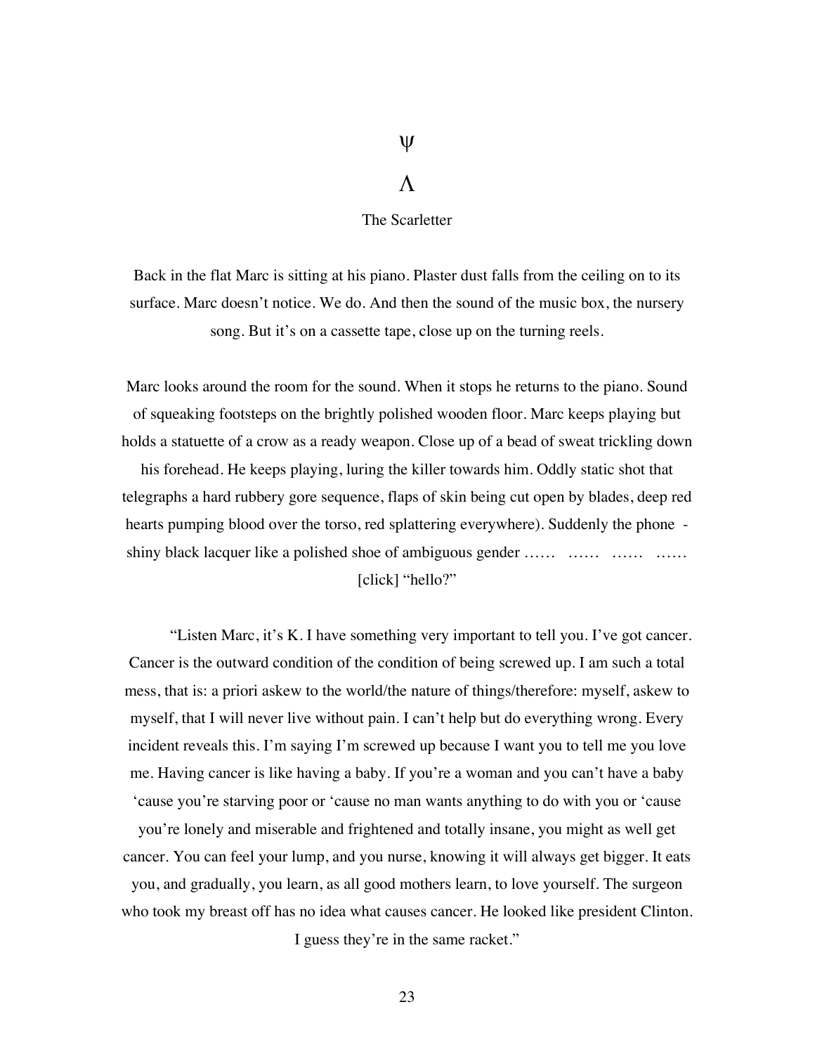Ψ

Λ

The Scarletter

Back in the flat Marc is sitting at his piano. Plaster dust falls from the ceiling on to its surface. Marc doesn't notice. We do. And then the sound of the music box, the nursery song. But it's on a cassette tape, close up on the turning reels.

Marc looks around the room for the sound. When it stops he returns to the piano. Sound of squeaking footsteps on the brightly polished wooden floor. Marc keeps playing but holds a statuette of a crow as a ready weapon. Close up of a bead of sweat trickling down his forehead. He keeps playing, luring the killer towards him. Oddly static shot that telegraphs a hard rubbery gore sequence, flaps of skin being cut open by blades, deep red hearts pumping blood over the torso, red splattering everywhere). Suddenly the phone - shiny black lacquer like a polished shoe of ambiguous gender …… …… …… …… [click] "hello?"

"Listen Marc, it's K. I have something very important to tell you. I've got cancer. Cancer is the outward condition of the condition of being screwed up. I am such a total mess, that is: a priori askew to the world/the nature of things/therefore: myself, askew to myself, that I will never live without pain. I can't help but do everything wrong. Every incident reveals this. I'm saying I'm screwed up because I want you to tell me you love me. Having cancer is like having a baby. If you're a woman and you can't have a baby 'cause you're starving poor or 'cause no man wants anything to do with you or 'cause you're lonely and miserable and frightened and totally insane, you might as well get cancer. You can feel your lump, and you nurse, knowing it will always get bigger. It eats you, and gradually, you learn, as all good mothers learn, to love yourself. The surgeon who took my breast off has no idea what causes cancer. He looked like president Clinton. I guess they're in the same racket."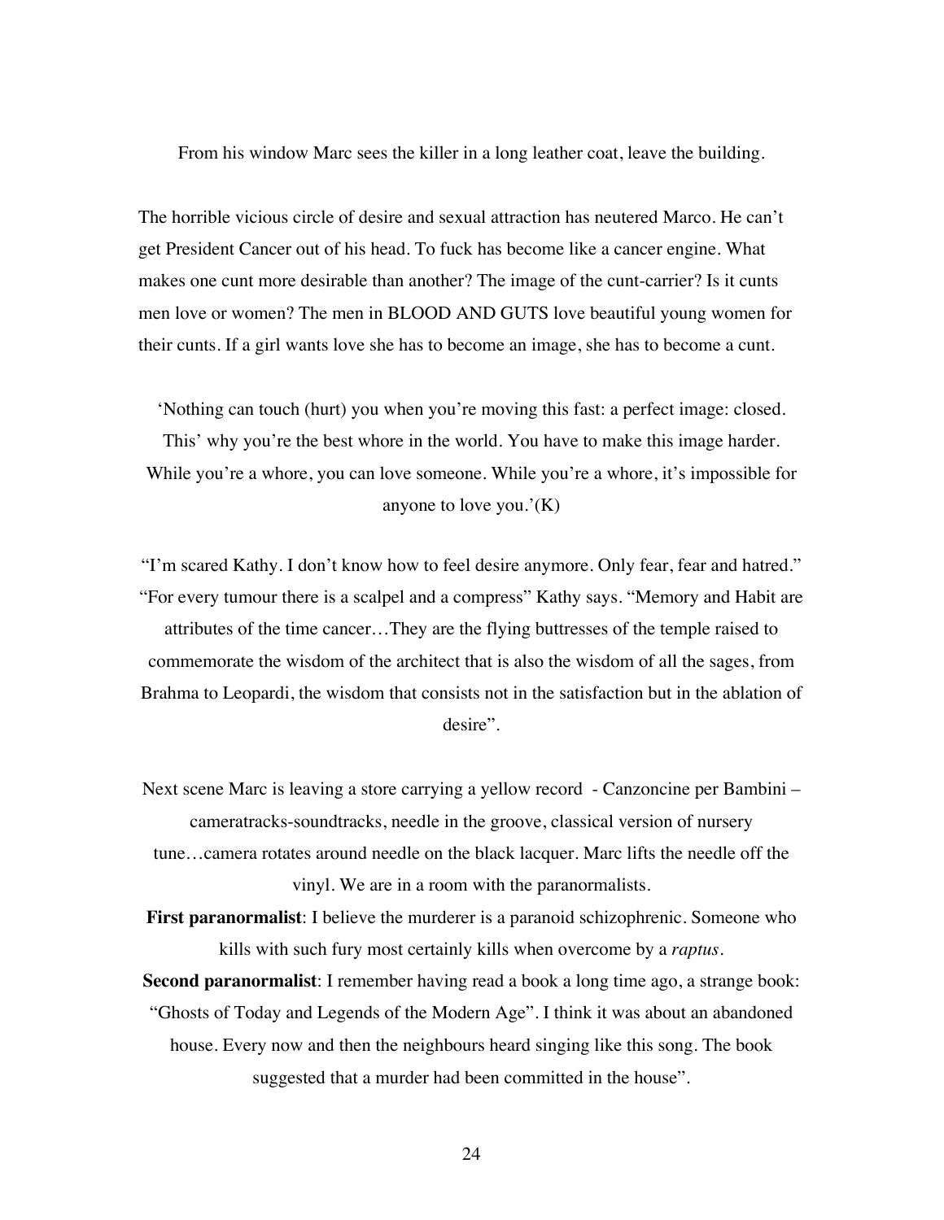From his window Marc sees the killer in a long leather coat, leave the building.

The horrible vicious circle of desire and sexual attraction has neutered Marco. He can't get President Cancer out of his head. To fuck has become like a cancer engine. What makes one cunt more desirable than another? The image of the cunt-carrier? Is it cunts men love or women? The men in BLOOD AND GUTS love beautiful young women for their cunts. If a girl wants love she has to become an image, she has to become a cunt.

'Nothing can touch (hurt) you when you're moving this fast: a perfect image: closed. This' why you're the best whore in the world. You have to make this image harder. While you're a whore, you can love someone. While you're a whore, it's impossible for anyone to love you.'(K)

"I'm scared Kathy. I don't know how to feel desire anymore. Only fear, fear and hatred."
"For every tumour there is a scalpel and a compress" Kathy says. "Memory and Habit are attributes of the time cancer…They are the flying buttresses of the temple raised to commemorate the wisdom of the architect that is also the wisdom of all the sages, from Brahma to Leopardi, the wisdom that consists not in the satisfaction but in the ablation of desire".

Next scene Marc is leaving a store carrying a yellow record - Canzoncine per Bambini – cameratracks-soundtracks, needle in the groove, classical version of nursery tune…camera rotates around needle on the black lacquer. Marc lifts the needle off the vinyl. We are in a room with the paranormalists.

**First paranormalist**: I believe the murderer is a paranoid schizophrenic. Someone who kills with such fury most certainly kills when overcome by a *raptus*.

**Second paranormalist**: I remember having read a book a long time ago, a strange book: "Ghosts of Today and Legends of the Modern Age". I think it was about an abandoned house. Every now and then the neighbours heard singing like this song. The book suggested that a murder had been committed in the house".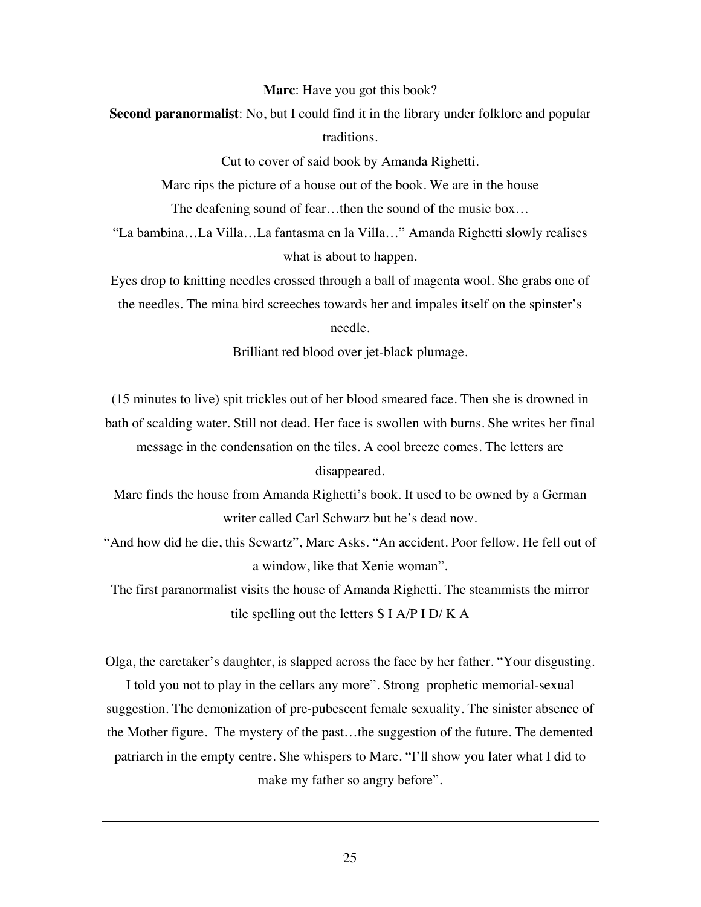**Marc**: Have you got this book?

**Second paranormalist**: No, but I could find it in the library under folklore and popular traditions.

Cut to cover of said book by Amanda Righetti.

Marc rips the picture of a house out of the book. We are in the house

The deafening sound of fear…then the sound of the music box…

"La bambina…La Villa…La fantasma en la Villa…" Amanda Righetti slowly realises what is about to happen.

Eyes drop to knitting needles crossed through a ball of magenta wool. She grabs one of the needles. The mina bird screeches towards her and impales itself on the spinster's needle.

Brilliant red blood over jet-black plumage.

(15 minutes to live) spit trickles out of her blood smeared face. Then she is drowned in bath of scalding water. Still not dead. Her face is swollen with burns. She writes her final message in the condensation on the tiles. A cool breeze comes. The letters are disappeared.

Marc finds the house from Amanda Righetti's book. It used to be owned by a German writer called Carl Schwarz but he's dead now.

"And how did he die, this Scwartz", Marc Asks. "An accident. Poor fellow. He fell out of a window, like that Xenie woman".

The first paranormalist visits the house of Amanda Righetti. The steammists the mirror tile spelling out the letters S I A/P I D/ K A

Olga, the caretaker's daughter, is slapped across the face by her father. "Your disgusting. I told you not to play in the cellars any more". Strong prophetic memorial-sexual suggestion. The demonization of pre-pubescent female sexuality. The sinister absence of the Mother figure. The mystery of the past…the suggestion of the future. The demented patriarch in the empty centre. She whispers to Marc. "I'll show you later what I did to make my father so angry before".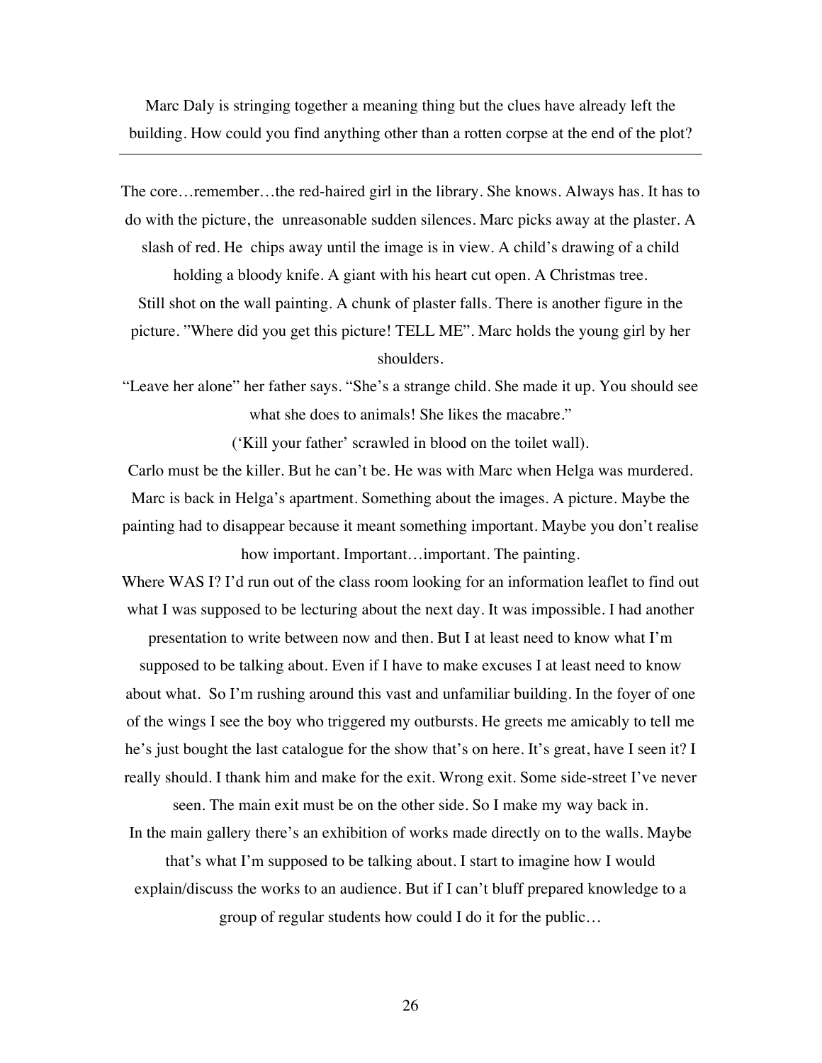Marc Daly is stringing together a meaning thing but the clues have already left the building. How could you find anything other than a rotten corpse at the end of the plot?

---

The core…remember…the red-haired girl in the library. She knows. Always has. It has to do with the picture, the unreasonable sudden silences. Marc picks away at the plaster. A slash of red. He chips away until the image is in view. A child's drawing of a child holding a bloody knife. A giant with his heart cut open. A Christmas tree.

Still shot on the wall painting. A chunk of plaster falls. There is another figure in the picture. "Where did you get this picture! TELL ME". Marc holds the young girl by her shoulders.

"Leave her alone" her father says. "She's a strange child. She made it up. You should see what she does to animals! She likes the macabre."

('Kill your father' scrawled in blood on the toilet wall).

Carlo must be the killer. But he can't be. He was with Marc when Helga was murdered.

Marc is back in Helga's apartment. Something about the images. A picture. Maybe the painting had to disappear because it meant something important. Maybe you don't realise how important. Important…important. The painting.

Where WAS I? I'd run out of the class room looking for an information leaflet to find out what I was supposed to be lecturing about the next day. It was impossible. I had another presentation to write between now and then. But I at least need to know what I'm supposed to be talking about. Even if I have to make excuses I at least need to know about what. So I'm rushing around this vast and unfamiliar building. In the foyer of one of the wings I see the boy who triggered my outbursts. He greets me amicably to tell me he's just bought the last catalogue for the show that's on here. It's great, have I seen it? I really should. I thank him and make for the exit. Wrong exit. Some side-street I've never seen. The main exit must be on the other side. So I make my way back in.

In the main gallery there's an exhibition of works made directly on to the walls. Maybe that's what I'm supposed to be talking about. I start to imagine how I would explain/discuss the works to an audience. But if I can't bluff prepared knowledge to a group of regular students how could I do it for the public…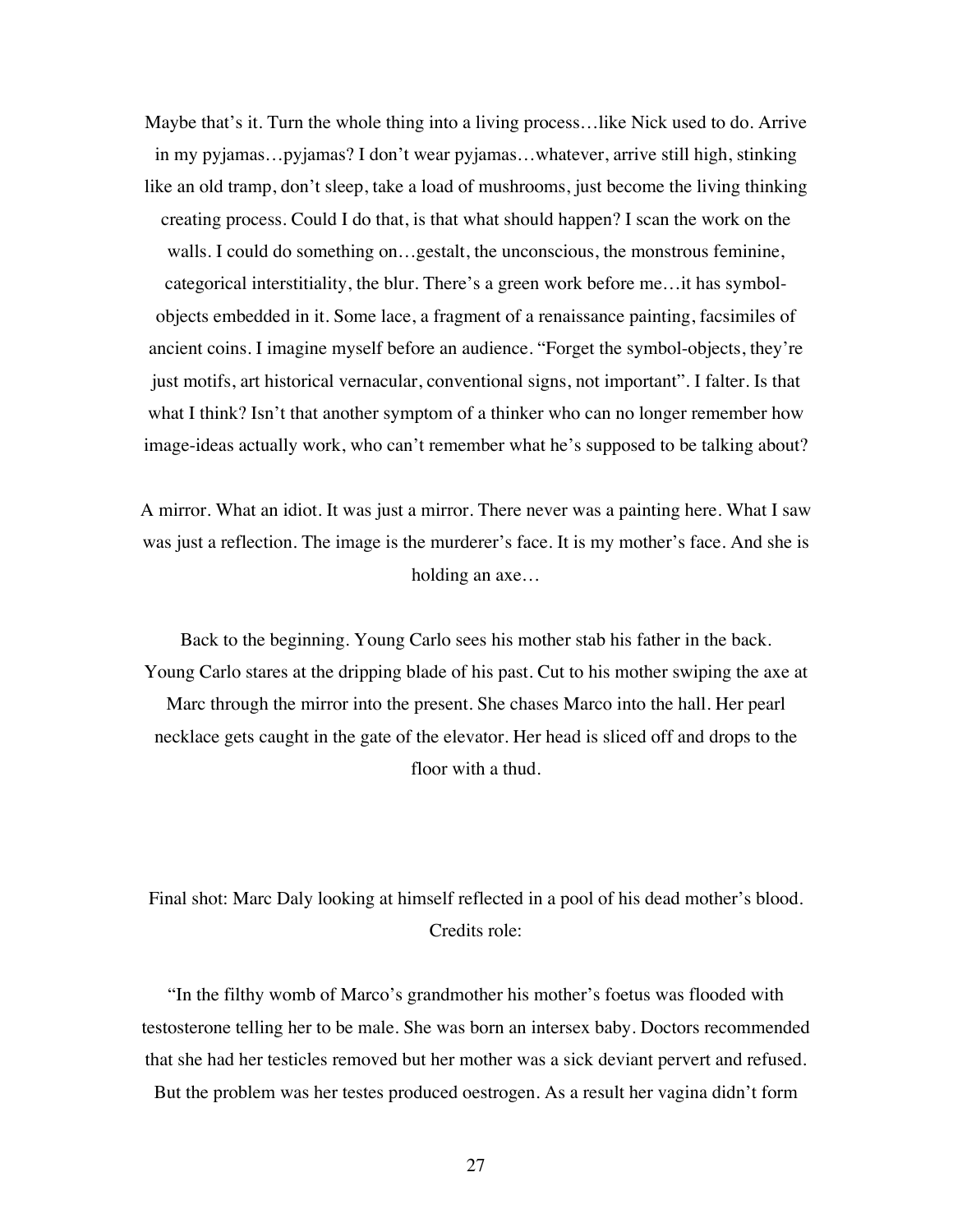Maybe that's it. Turn the whole thing into a living process…like Nick used to do. Arrive in my pyjamas…pyjamas? I don't wear pyjamas…whatever, arrive still high, stinking like an old tramp, don't sleep, take a load of mushrooms, just become the living thinking creating process. Could I do that, is that what should happen? I scan the work on the walls. I could do something on…gestalt, the unconscious, the monstrous feminine, categorical interstitiality, the blur. There's a green work before me…it has symbol-objects embedded in it. Some lace, a fragment of a renaissance painting, facsimiles of ancient coins. I imagine myself before an audience. "Forget the symbol-objects, they're just motifs, art historical vernacular, conventional signs, not important". I falter. Is that what I think? Isn't that another symptom of a thinker who can no longer remember how image-ideas actually work, who can't remember what he's supposed to be talking about?

A mirror. What an idiot. It was just a mirror. There never was a painting here. What I saw was just a reflection. The image is the murderer's face. It is my mother's face. And she is holding an axe…

Back to the beginning. Young Carlo sees his mother stab his father in the back. Young Carlo stares at the dripping blade of his past. Cut to his mother swiping the axe at Marc through the mirror into the present. She chases Marco into the hall. Her pearl necklace gets caught in the gate of the elevator. Her head is sliced off and drops to the floor with a thud.

Final shot: Marc Daly looking at himself reflected in a pool of his dead mother's blood. Credits role:

"In the filthy womb of Marco's grandmother his mother's foetus was flooded with testosterone telling her to be male. She was born an intersex baby. Doctors recommended that she had her testicles removed but her mother was a sick deviant pervert and refused. But the problem was her testes produced oestrogen. As a result her vagina didn't form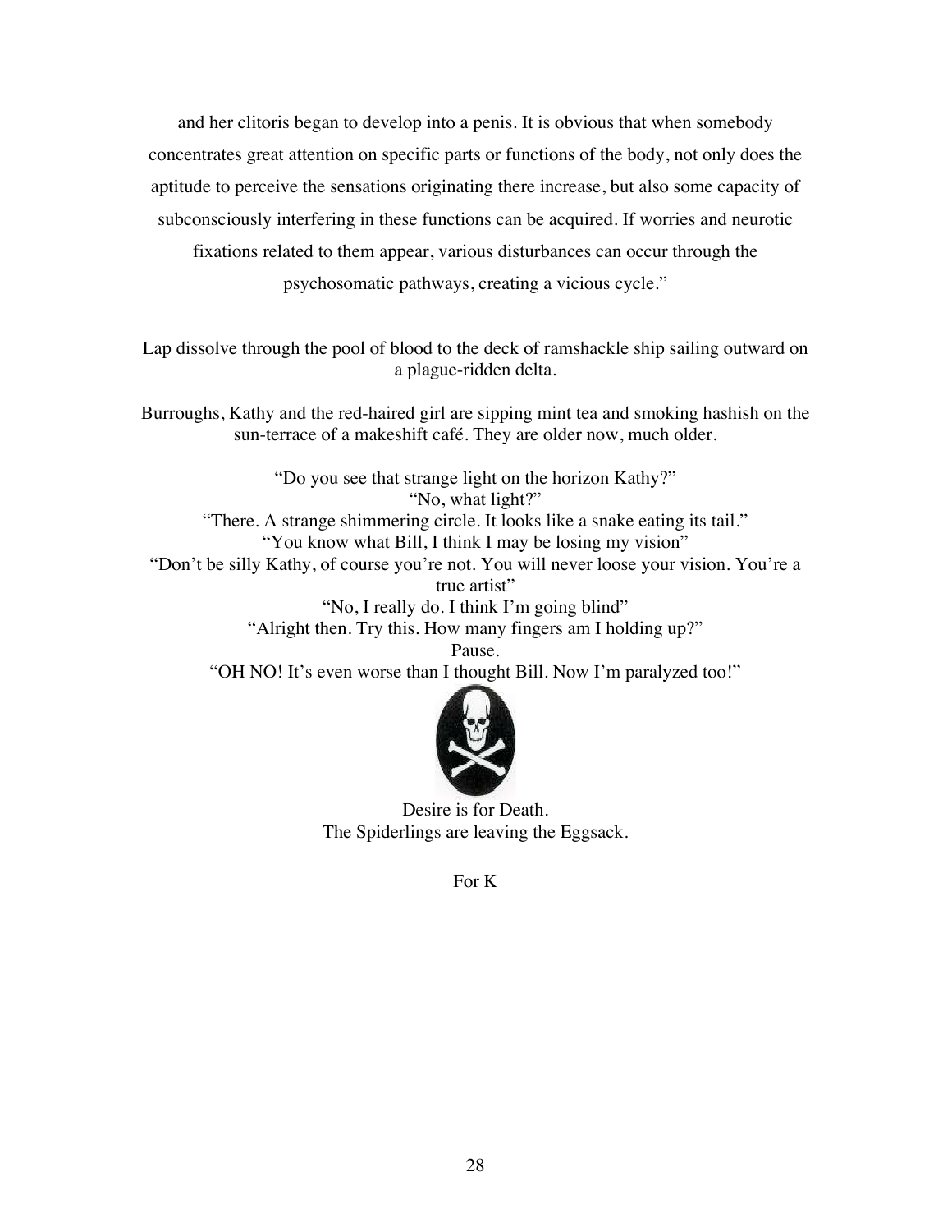and her clitoris began to develop into a penis. It is obvious that when somebody concentrates great attention on specific parts or functions of the body, not only does the aptitude to perceive the sensations originating there increase, but also some capacity of subconsciously interfering in these functions can be acquired. If worries and neurotic fixations related to them appear, various disturbances can occur through the psychosomatic pathways, creating a vicious cycle."

Lap dissolve through the pool of blood to the deck of ramshackle ship sailing outward on a plague-ridden delta.

Burroughs, Kathy and the red-haired girl are sipping mint tea and smoking hashish on the sun-terrace of a makeshift café. They are older now, much older.

"Do you see that strange light on the horizon Kathy?"
"No, what light?"
"There. A strange shimmering circle. It looks like a snake eating its tail."
"You know what Bill, I think I may be losing my vision"
"Don't be silly Kathy, of course you're not. You will never loose your vision. You're a true artist"
"No, I really do. I think I'm going blind"
"Alright then. Try this. How many fingers am I holding up?"
Pause.
"OH NO! It's even worse than I thought Bill. Now I'm paralyzed too!"

Desire is for Death.
The Spiderlings are leaving the Eggsack.

For K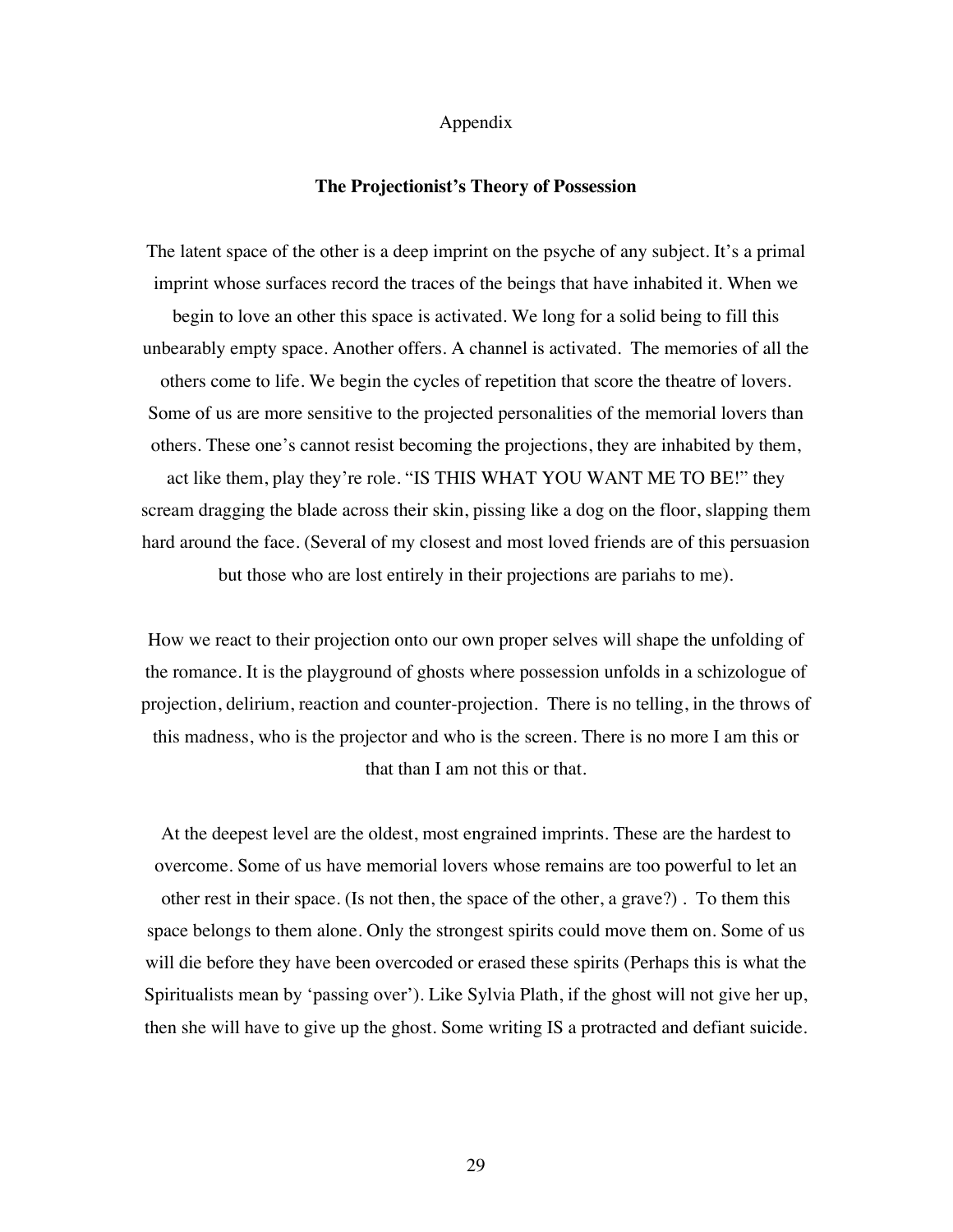Appendix

## The Projectionist's Theory of Possession

The latent space of the other is a deep imprint on the psyche of any subject. It's a primal imprint whose surfaces record the traces of the beings that have inhabited it. When we begin to love an other this space is activated. We long for a solid being to fill this unbearably empty space. Another offers. A channel is activated. The memories of all the others come to life. We begin the cycles of repetition that score the theatre of lovers. Some of us are more sensitive to the projected personalities of the memorial lovers than others. These one's cannot resist becoming the projections, they are inhabited by them, act like them, play they're role. "IS THIS WHAT YOU WANT ME TO BE!" they scream dragging the blade across their skin, pissing like a dog on the floor, slapping them hard around the face. (Several of my closest and most loved friends are of this persuasion but those who are lost entirely in their projections are pariahs to me).

How we react to their projection onto our own proper selves will shape the unfolding of the romance. It is the playground of ghosts where possession unfolds in a schizologue of projection, delirium, reaction and counter-projection. There is no telling, in the throws of this madness, who is the projector and who is the screen. There is no more I am this or that than I am not this or that.

At the deepest level are the oldest, most engrained imprints. These are the hardest to overcome. Some of us have memorial lovers whose remains are too powerful to let an other rest in their space. (Is not then, the space of the other, a grave?) . To them this space belongs to them alone. Only the strongest spirits could move them on. Some of us will die before they have been overcoded or erased these spirits (Perhaps this is what the Spiritualists mean by 'passing over'). Like Sylvia Plath, if the ghost will not give her up, then she will have to give up the ghost. Some writing IS a protracted and defiant suicide.